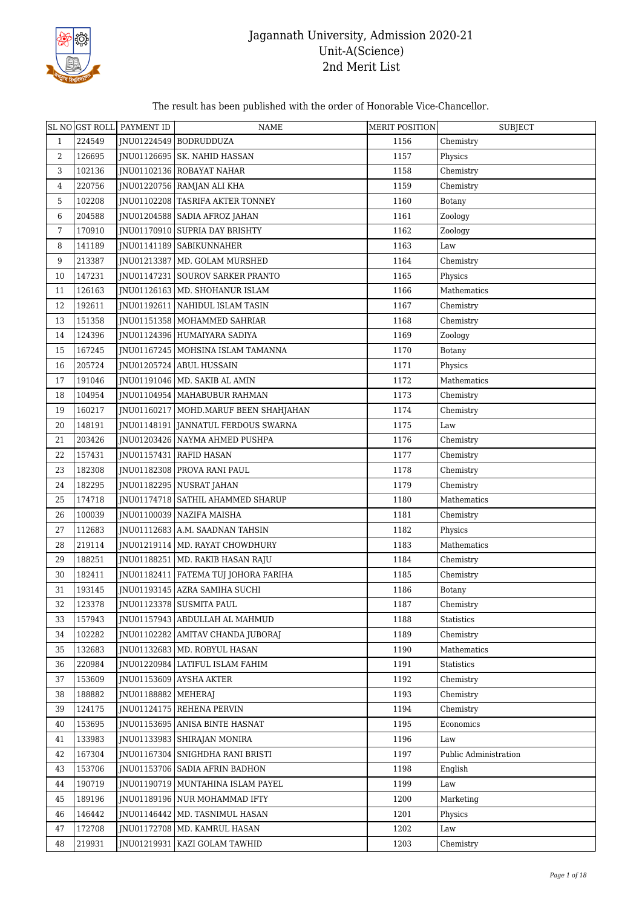# Jagannath University, Admission 2020-21
## Unit-A(Science)
## 2nd Merit List

The result has been published with the order of Honorable Vice-Chancellor.

| SL NO | GST ROLL | PAYMENT ID | NAME | MERIT POSITION | SUBJECT |
|---|---|---|---|---|---|
| 1 | 224549 | JNU01224549 | BODRUDDUZA | 1156 | Chemistry |
| 2 | 126695 | JNU01126695 | SK. NAHID HASSAN | 1157 | Physics |
| 3 | 102136 | JNU01102136 | ROBAYAT NAHAR | 1158 | Chemistry |
| 4 | 220756 | JNU01220756 | RAMJAN ALI KHA | 1159 | Chemistry |
| 5 | 102208 | JNU01102208 | TASRIFA AKTER TONNEY | 1160 | Botany |
| 6 | 204588 | JNU01204588 | SADIA AFROZ JAHAN | 1161 | Zoology |
| 7 | 170910 | JNU01170910 | SUPRIA DAY BRISHTY | 1162 | Zoology |
| 8 | 141189 | JNU01141189 | SABIKUNNAHER | 1163 | Law |
| 9 | 213387 | JNU01213387 | MD. GOLAM MURSHED | 1164 | Chemistry |
| 10 | 147231 | JNU01147231 | SOUROV SARKER PRANTO | 1165 | Physics |
| 11 | 126163 | JNU01126163 | MD. SHOHANUR ISLAM | 1166 | Mathematics |
| 12 | 192611 | JNU01192611 | NAHIDUL ISLAM TASIN | 1167 | Chemistry |
| 13 | 151358 | JNU01151358 | MOHAMMED SAHRIAR | 1168 | Chemistry |
| 14 | 124396 | JNU01124396 | HUMAIYARA SADIYA | 1169 | Zoology |
| 15 | 167245 | JNU01167245 | MOHSINA ISLAM TAMANNA | 1170 | Botany |
| 16 | 205724 | JNU01205724 | ABUL HUSSAIN | 1171 | Physics |
| 17 | 191046 | JNU01191046 | MD. SAKIB AL AMIN | 1172 | Mathematics |
| 18 | 104954 | JNU01104954 | MAHABUBUR RAHMAN | 1173 | Chemistry |
| 19 | 160217 | JNU01160217 | MOHD.MARUF BEEN SHAHJAHAN | 1174 | Chemistry |
| 20 | 148191 | JNU01148191 | JANNATUL FERDOUS SWARNA | 1175 | Law |
| 21 | 203426 | JNU01203426 | NAYMA AHMED PUSHPA | 1176 | Chemistry |
| 22 | 157431 | JNU01157431 | RAFID HASAN | 1177 | Chemistry |
| 23 | 182308 | JNU01182308 | PROVA RANI PAUL | 1178 | Chemistry |
| 24 | 182295 | JNU01182295 | NUSRAT JAHAN | 1179 | Chemistry |
| 25 | 174718 | JNU01174718 | SATHIL AHAMMED SHARUP | 1180 | Mathematics |
| 26 | 100039 | JNU01100039 | NAZIFA MAISHA | 1181 | Chemistry |
| 27 | 112683 | JNU01112683 | A.M. SAADNAN TAHSIN | 1182 | Physics |
| 28 | 219114 | JNU01219114 | MD. RAYAT CHOWDHURY | 1183 | Mathematics |
| 29 | 188251 | JNU01188251 | MD. RAKIB HASAN RAJU | 1184 | Chemistry |
| 30 | 182411 | JNU01182411 | FATEMA TUJ JOHORA FARIHA | 1185 | Chemistry |
| 31 | 193145 | JNU01193145 | AZRA SAMIHA SUCHI | 1186 | Botany |
| 32 | 123378 | JNU01123378 | SUSMITA PAUL | 1187 | Chemistry |
| 33 | 157943 | JNU01157943 | ABDULLAH AL MAHMUD | 1188 | Statistics |
| 34 | 102282 | JNU01102282 | AMITAV CHANDA JUBORAJ | 1189 | Chemistry |
| 35 | 132683 | JNU01132683 | MD. ROBYUL HASAN | 1190 | Mathematics |
| 36 | 220984 | JNU01220984 | LATIFUL ISLAM FAHIM | 1191 | Statistics |
| 37 | 153609 | JNU01153609 | AYSHA AKTER | 1192 | Chemistry |
| 38 | 188882 | JNU01188882 | MEHERAJ | 1193 | Chemistry |
| 39 | 124175 | JNU01124175 | REHENA PERVIN | 1194 | Chemistry |
| 40 | 153695 | JNU01153695 | ANISA BINTE HASNAT | 1195 | Economics |
| 41 | 133983 | JNU01133983 | SHIRAJAN MONIRA | 1196 | Law |
| 42 | 167304 | JNU01167304 | SNIGHDHA RANI BRISTI | 1197 | Public Administration |
| 43 | 153706 | JNU01153706 | SADIA AFRIN BADHON | 1198 | English |
| 44 | 190719 | JNU01190719 | MUNTAHINA ISLAM PAYEL | 1199 | Law |
| 45 | 189196 | JNU01189196 | NUR MOHAMMAD IFTY | 1200 | Marketing |
| 46 | 146442 | JNU01146442 | MD. TASNIMUL HASAN | 1201 | Physics |
| 47 | 172708 | JNU01172708 | MD. KAMRUL HASAN | 1202 | Law |
| 48 | 219931 | JNU01219931 | KAZI GOLAM TAWHID | 1203 | Chemistry |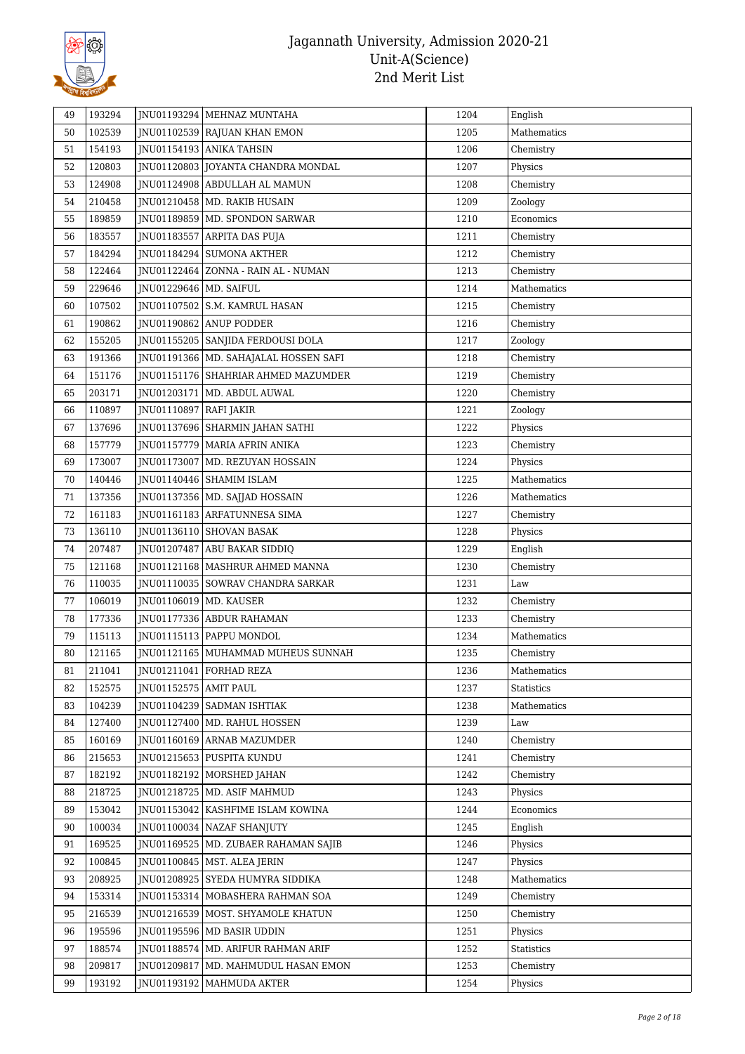# Jagannath University, Admission 2020-21
## Unit-A(Science)
## 2nd Merit List

| | | | | | |
|---|---|---|---|---|---|
| 49 | 193294 | JNU01193294 | MEHNAZ MUNTAHA | 1204 | English |
| 50 | 102539 | JNU01102539 | RAJUAN KHAN EMON | 1205 | Mathematics |
| 51 | 154193 | JNU01154193 | ANIKA TAHSIN | 1206 | Chemistry |
| 52 | 120803 | JNU01120803 | JOYANTA CHANDRA MONDAL | 1207 | Physics |
| 53 | 124908 | JNU01124908 | ABDULLAH AL MAMUN | 1208 | Chemistry |
| 54 | 210458 | JNU01210458 | MD. RAKIB HUSAIN | 1209 | Zoology |
| 55 | 189859 | JNU01189859 | MD. SPONDON SARWAR | 1210 | Economics |
| 56 | 183557 | JNU01183557 | ARPITA DAS PUJA | 1211 | Chemistry |
| 57 | 184294 | JNU01184294 | SUMONA AKTHER | 1212 | Chemistry |
| 58 | 122464 | JNU01122464 | ZONNA - RAIN AL - NUMAN | 1213 | Chemistry |
| 59 | 229646 | JNU01229646 | MD. SAIFUL | 1214 | Mathematics |
| 60 | 107502 | JNU01107502 | S.M. KAMRUL HASAN | 1215 | Chemistry |
| 61 | 190862 | JNU01190862 | ANUP PODDER | 1216 | Chemistry |
| 62 | 155205 | JNU01155205 | SANJIDA FERDOUSI DOLA | 1217 | Zoology |
| 63 | 191366 | JNU01191366 | MD. SAHAJALAL HOSSEN SAFI | 1218 | Chemistry |
| 64 | 151176 | JNU01151176 | SHAHRIAR AHMED MAZUMDER | 1219 | Chemistry |
| 65 | 203171 | JNU01203171 | MD. ABDUL AUWAL | 1220 | Chemistry |
| 66 | 110897 | JNU01110897 | RAFI JAKIR | 1221 | Zoology |
| 67 | 137696 | JNU01137696 | SHARMIN JAHAN SATHI | 1222 | Physics |
| 68 | 157779 | JNU01157779 | MARIA AFRIN ANIKA | 1223 | Chemistry |
| 69 | 173007 | JNU01173007 | MD. REZUYAN HOSSAIN | 1224 | Physics |
| 70 | 140446 | JNU01140446 | SHAMIM ISLAM | 1225 | Mathematics |
| 71 | 137356 | JNU01137356 | MD. SAJJAD HOSSAIN | 1226 | Mathematics |
| 72 | 161183 | JNU01161183 | ARFATUNNESA SIMA | 1227 | Chemistry |
| 73 | 136110 | JNU01136110 | SHOVAN BASAK | 1228 | Physics |
| 74 | 207487 | JNU01207487 | ABU BAKAR SIDDIQ | 1229 | English |
| 75 | 121168 | JNU01121168 | MASHRUR AHMED MANNA | 1230 | Chemistry |
| 76 | 110035 | JNU01110035 | SOWRAV CHANDRA SARKAR | 1231 | Law |
| 77 | 106019 | JNU01106019 | MD. KAUSER | 1232 | Chemistry |
| 78 | 177336 | JNU01177336 | ABDUR RAHAMAN | 1233 | Chemistry |
| 79 | 115113 | JNU01115113 | PAPPU MONDOL | 1234 | Mathematics |
| 80 | 121165 | JNU01121165 | MUHAMMAD MUHEUS SUNNAH | 1235 | Chemistry |
| 81 | 211041 | JNU01211041 | FORHAD REZA | 1236 | Mathematics |
| 82 | 152575 | JNU01152575 | AMIT PAUL | 1237 | Statistics |
| 83 | 104239 | JNU01104239 | SADMAN ISHTIAK | 1238 | Mathematics |
| 84 | 127400 | JNU01127400 | MD. RAHUL HOSSEN | 1239 | Law |
| 85 | 160169 | JNU01160169 | ARNAB MAZUMDER | 1240 | Chemistry |
| 86 | 215653 | JNU01215653 | PUSPITA KUNDU | 1241 | Chemistry |
| 87 | 182192 | JNU01182192 | MORSHED JAHAN | 1242 | Chemistry |
| 88 | 218725 | JNU01218725 | MD. ASIF MAHMUD | 1243 | Physics |
| 89 | 153042 | JNU01153042 | KASHFIME ISLAM KOWINA | 1244 | Economics |
| 90 | 100034 | JNU01100034 | NAZAF SHANJUTY | 1245 | English |
| 91 | 169525 | JNU01169525 | MD. ZUBAER RAHAMAN SAJIB | 1246 | Physics |
| 92 | 100845 | JNU01100845 | MST. ALEA JERIN | 1247 | Physics |
| 93 | 208925 | JNU01208925 | SYEDA HUMYRA SIDDIKA | 1248 | Mathematics |
| 94 | 153314 | JNU01153314 | MOBASHERA RAHMAN SOA | 1249 | Chemistry |
| 95 | 216539 | JNU01216539 | MOST. SHYAMOLE KHATUN | 1250 | Chemistry |
| 96 | 195596 | JNU01195596 | MD BASIR UDDIN | 1251 | Physics |
| 97 | 188574 | JNU01188574 | MD. ARIFUR RAHMAN ARIF | 1252 | Statistics |
| 98 | 209817 | JNU01209817 | MD. MAHMUDUL HASAN EMON | 1253 | Chemistry |
| 99 | 193192 | JNU01193192 | MAHMUDA AKTER | 1254 | Physics |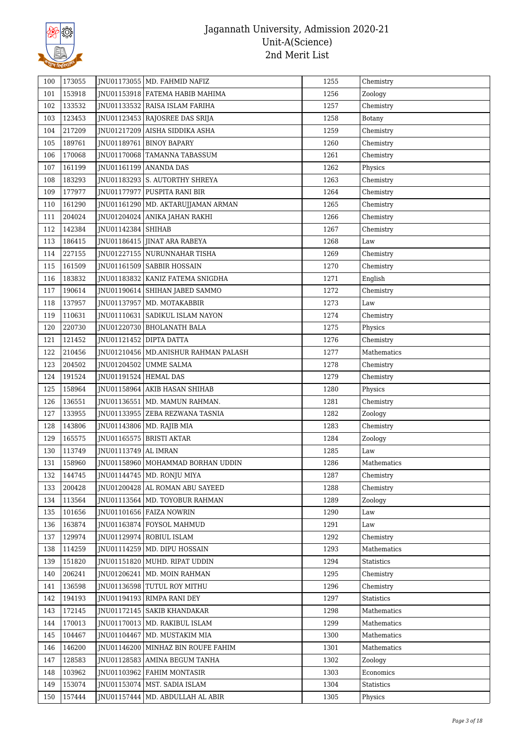| 100 | 173055 | JNU01173055 | MD. FAHMID NAFIZ | 1255 | Chemistry |
|---|---|---|---|---|---|
| 101 | 153918 | JNU01153918 | FATEMA HABIB MAHIMA | 1256 | Zoology |
| 102 | 133532 | JNU01133532 | RAISA ISLAM FARIHA | 1257 | Chemistry |
| 103 | 123453 | JNU01123453 | RAJOSREE DAS SRIJA | 1258 | Botany |
| 104 | 217209 | JNU01217209 | AISHA SIDDIKA ASHA | 1259 | Chemistry |
| 105 | 189761 | JNU01189761 | BINOY BAPARY | 1260 | Chemistry |
| 106 | 170068 | JNU01170068 | TAMANNA TABASSUM | 1261 | Chemistry |
| 107 | 161199 | JNU01161199 | ANANDA DAS | 1262 | Physics |
| 108 | 183293 | JNU01183293 | S. AUTORTHY SHREYA | 1263 | Chemistry |
| 109 | 177977 | JNU01177977 | PUSPITA RANI BIR | 1264 | Chemistry |
| 110 | 161290 | JNU01161290 | MD. AKTARUJJAMAN ARMAN | 1265 | Chemistry |
| 111 | 204024 | JNU01204024 | ANIKA JAHAN RAKHI | 1266 | Chemistry |
| 112 | 142384 | JNU01142384 | SHIHAB | 1267 | Chemistry |
| 113 | 186415 | JNU01186415 | JINAT ARA RABEYA | 1268 | Law |
| 114 | 227155 | JNU01227155 | NURUNNAHAR TISHA | 1269 | Chemistry |
| 115 | 161509 | JNU01161509 | SABBIR HOSSAIN | 1270 | Chemistry |
| 116 | 183832 | JNU01183832 | KANIZ FATEMA SNIGDHA | 1271 | English |
| 117 | 190614 | JNU01190614 | SHIHAN JABED SAMMO | 1272 | Chemistry |
| 118 | 137957 | JNU01137957 | MD. MOTAKABBIR | 1273 | Law |
| 119 | 110631 | JNU01110631 | SADIKUL ISLAM NAYON | 1274 | Chemistry |
| 120 | 220730 | JNU01220730 | BHOLANATH BALA | 1275 | Physics |
| 121 | 121452 | JNU01121452 | DIPTA DATTA | 1276 | Chemistry |
| 122 | 210456 | JNU01210456 | MD.ANISHUR RAHMAN PALASH | 1277 | Mathematics |
| 123 | 204502 | JNU01204502 | UMME SALMA | 1278 | Chemistry |
| 124 | 191524 | JNU01191524 | HEMAL DAS | 1279 | Chemistry |
| 125 | 158964 | JNU01158964 | AKIB HASAN SHIHAB | 1280 | Physics |
| 126 | 136551 | JNU01136551 | MD. MAMUN RAHMAN. | 1281 | Chemistry |
| 127 | 133955 | JNU01133955 | ZEBA REZWANA TASNIA | 1282 | Zoology |
| 128 | 143806 | JNU01143806 | MD. RAJIB MIA | 1283 | Chemistry |
| 129 | 165575 | JNU01165575 | BRISTI AKTAR | 1284 | Zoology |
| 130 | 113749 | JNU01113749 | AL IMRAN | 1285 | Law |
| 131 | 158960 | JNU01158960 | MOHAMMAD BORHAN UDDIN | 1286 | Mathematics |
| 132 | 144745 | JNU01144745 | MD. RONJU MIYA | 1287 | Chemistry |
| 133 | 200428 | JNU01200428 | AL ROMAN ABU SAYEED | 1288 | Chemistry |
| 134 | 113564 | JNU01113564 | MD. TOYOBUR RAHMAN | 1289 | Zoology |
| 135 | 101656 | JNU01101656 | FAIZA NOWRIN | 1290 | Law |
| 136 | 163874 | JNU01163874 | FOYSOL MAHMUD | 1291 | Law |
| 137 | 129974 | JNU01129974 | ROBIUL ISLAM | 1292 | Chemistry |
| 138 | 114259 | JNU01114259 | MD. DIPU HOSSAIN | 1293 | Mathematics |
| 139 | 151820 | JNU01151820 | MUHD. RIPAT UDDIN | 1294 | Statistics |
| 140 | 206241 | JNU01206241 | MD. MOIN RAHMAN | 1295 | Chemistry |
| 141 | 136598 | JNU01136598 | TUTUL ROY MITHU | 1296 | Chemistry |
| 142 | 194193 | JNU01194193 | RIMPA RANI DEY | 1297 | Statistics |
| 143 | 172145 | JNU01172145 | SAKIB KHANDAKAR | 1298 | Mathematics |
| 144 | 170013 | JNU01170013 | MD. RAKIBUL ISLAM | 1299 | Mathematics |
| 145 | 104467 | JNU01104467 | MD. MUSTAKIM MIA | 1300 | Mathematics |
| 146 | 146200 | JNU01146200 | MINHAZ BIN ROUFE FAHIM | 1301 | Mathematics |
| 147 | 128583 | JNU01128583 | AMINA BEGUM TANHA | 1302 | Zoology |
| 148 | 103962 | JNU01103962 | FAHIM MONTASIR | 1303 | Economics |
| 149 | 153074 | JNU01153074 | MST. SADIA ISLAM | 1304 | Statistics |
| 150 | 157444 | JNU01157444 | MD. ABDULLAH AL ABIR | 1305 | Physics |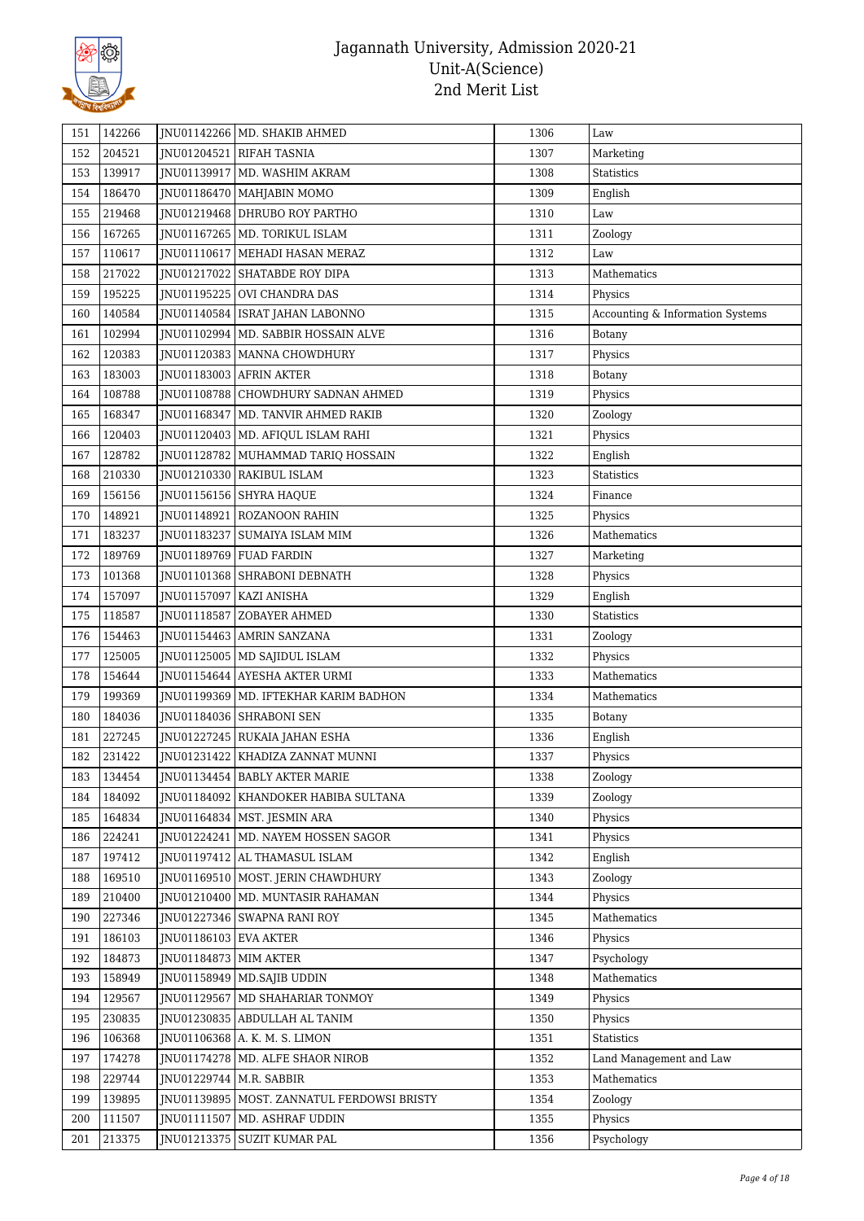| 151 | 142266 | JNU01142266 | MD. SHAKIB AHMED | 1306 | Law |
|---|---|---|---|---|---|
| 152 | 204521 | JNU01204521 | RIFAH TASNIA | 1307 | Marketing |
| 153 | 139917 | JNU01139917 | MD. WASHIM AKRAM | 1308 | Statistics |
| 154 | 186470 | JNU01186470 | MAHJABIN MOMO | 1309 | English |
| 155 | 219468 | JNU01219468 | DHRUBO ROY PARTHO | 1310 | Law |
| 156 | 167265 | JNU01167265 | MD. TORIKUL ISLAM | 1311 | Zoology |
| 157 | 110617 | JNU01110617 | MEHADI HASAN MERAZ | 1312 | Law |
| 158 | 217022 | JNU01217022 | SHATABDE ROY DIPA | 1313 | Mathematics |
| 159 | 195225 | JNU01195225 | OVI CHANDRA DAS | 1314 | Physics |
| 160 | 140584 | JNU01140584 | ISRAT JAHAN LABONNO | 1315 | Accounting & Information Systems |
| 161 | 102994 | JNU01102994 | MD. SABBIR HOSSAIN ALVE | 1316 | Botany |
| 162 | 120383 | JNU01120383 | MANNA CHOWDHURY | 1317 | Physics |
| 163 | 183003 | JNU01183003 | AFRIN AKTER | 1318 | Botany |
| 164 | 108788 | JNU01108788 | CHOWDHURY SADNAN AHMED | 1319 | Physics |
| 165 | 168347 | JNU01168347 | MD. TANVIR AHMED RAKIB | 1320 | Zoology |
| 166 | 120403 | JNU01120403 | MD. AFIQUL ISLAM RAHI | 1321 | Physics |
| 167 | 128782 | JNU01128782 | MUHAMMAD TARIQ HOSSAIN | 1322 | English |
| 168 | 210330 | JNU01210330 | RAKIBUL ISLAM | 1323 | Statistics |
| 169 | 156156 | JNU01156156 | SHYRA HAQUE | 1324 | Finance |
| 170 | 148921 | JNU01148921 | ROZANOON RAHIN | 1325 | Physics |
| 171 | 183237 | JNU01183237 | SUMAIYA ISLAM MIM | 1326 | Mathematics |
| 172 | 189769 | JNU01189769 | FUAD FARDIN | 1327 | Marketing |
| 173 | 101368 | JNU01101368 | SHRABONI DEBNATH | 1328 | Physics |
| 174 | 157097 | JNU01157097 | KAZI ANISHA | 1329 | English |
| 175 | 118587 | JNU01118587 | ZOBAYER AHMED | 1330 | Statistics |
| 176 | 154463 | JNU01154463 | AMRIN SANZANA | 1331 | Zoology |
| 177 | 125005 | JNU01125005 | MD SAJIDUL ISLAM | 1332 | Physics |
| 178 | 154644 | JNU01154644 | AYESHA AKTER URMI | 1333 | Mathematics |
| 179 | 199369 | JNU01199369 | MD. IFTEKHAR KARIM BADHON | 1334 | Mathematics |
| 180 | 184036 | JNU01184036 | SHRABONI SEN | 1335 | Botany |
| 181 | 227245 | JNU01227245 | RUKAIA JAHAN ESHA | 1336 | English |
| 182 | 231422 | JNU01231422 | KHADIZA ZANNAT MUNNI | 1337 | Physics |
| 183 | 134454 | JNU01134454 | BABLY AKTER MARIE | 1338 | Zoology |
| 184 | 184092 | JNU01184092 | KHANDOKER HABIBA SULTANA | 1339 | Zoology |
| 185 | 164834 | JNU01164834 | MST. JESMIN ARA | 1340 | Physics |
| 186 | 224241 | JNU01224241 | MD. NAYEM HOSSEN SAGOR | 1341 | Physics |
| 187 | 197412 | JNU01197412 | AL THAMASUL ISLAM | 1342 | English |
| 188 | 169510 | JNU01169510 | MOST. JERIN CHAWDHURY | 1343 | Zoology |
| 189 | 210400 | JNU01210400 | MD. MUNTASIR RAHAMAN | 1344 | Physics |
| 190 | 227346 | JNU01227346 | SWAPNA RANI ROY | 1345 | Mathematics |
| 191 | 186103 | JNU01186103 | EVA AKTER | 1346 | Physics |
| 192 | 184873 | JNU01184873 | MIM AKTER | 1347 | Psychology |
| 193 | 158949 | JNU01158949 | MD.SAJIB UDDIN | 1348 | Mathematics |
| 194 | 129567 | JNU01129567 | MD SHAHARIAR TONMOY | 1349 | Physics |
| 195 | 230835 | JNU01230835 | ABDULLAH AL TANIM | 1350 | Physics |
| 196 | 106368 | JNU01106368 | A. K. M. S. LIMON | 1351 | Statistics |
| 197 | 174278 | JNU01174278 | MD. ALFE SHAOR NIROB | 1352 | Land Management and Law |
| 198 | 229744 | JNU01229744 | M.R. SABBIR | 1353 | Mathematics |
| 199 | 139895 | JNU01139895 | MOST. ZANNATUL FERDOWSI BRISTY | 1354 | Zoology |
| 200 | 111507 | JNU01111507 | MD. ASHRAF UDDIN | 1355 | Physics |
| 201 | 213375 | JNU01213375 | SUZIT KUMAR PAL | 1356 | Psychology |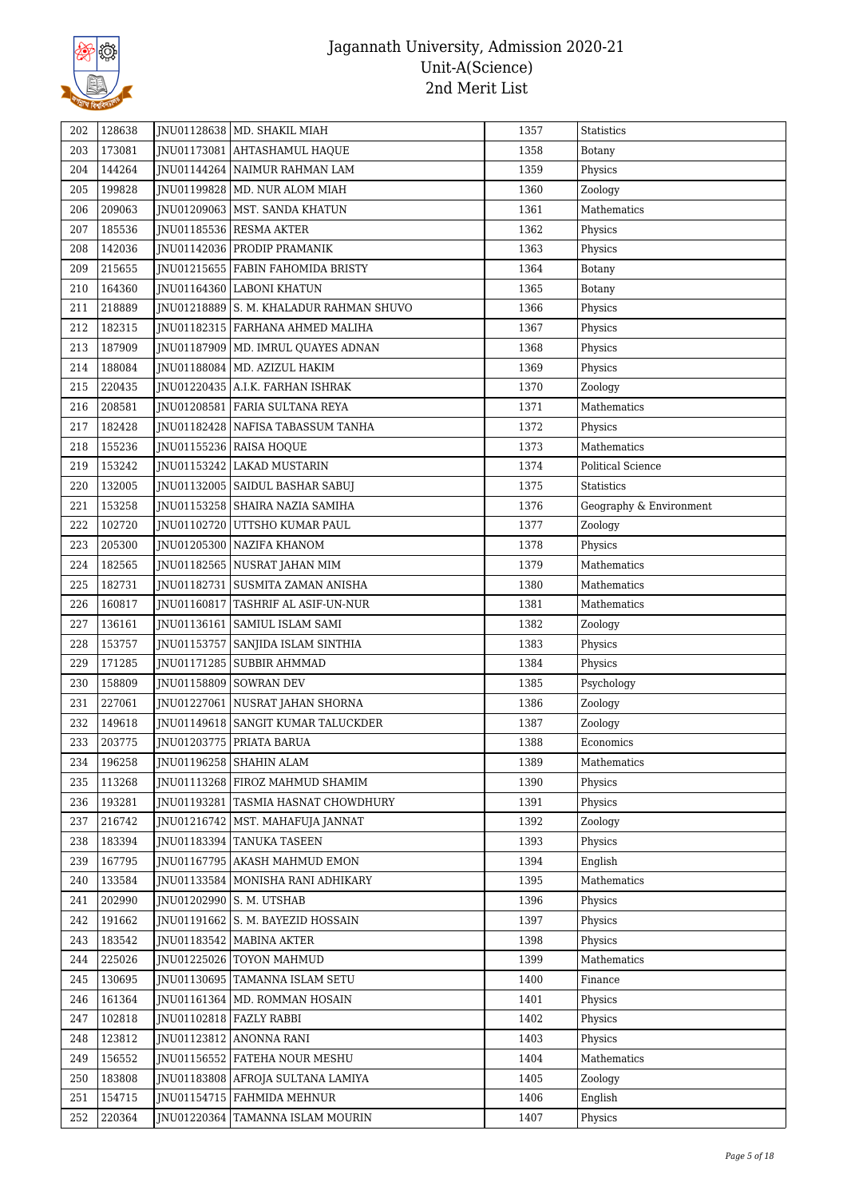| 202 | 128638 | JNU01128638 | MD. SHAKIL MIAH | 1357 | Statistics |
|---|---|---|---|---|---|
| 203 | 173081 | JNU01173081 | AHTASHAMUL HAQUE | 1358 | Botany |
| 204 | 144264 | JNU01144264 | NAIMUR RAHMAN LAM | 1359 | Physics |
| 205 | 199828 | JNU01199828 | MD. NUR ALOM MIAH | 1360 | Zoology |
| 206 | 209063 | JNU01209063 | MST. SANDA KHATUN | 1361 | Mathematics |
| 207 | 185536 | JNU01185536 | RESMA AKTER | 1362 | Physics |
| 208 | 142036 | JNU01142036 | PRODIP PRAMANIK | 1363 | Physics |
| 209 | 215655 | JNU01215655 | FABIN FAHOMIDA BRISTY | 1364 | Botany |
| 210 | 164360 | JNU01164360 | LABONI KHATUN | 1365 | Botany |
| 211 | 218889 | JNU01218889 | S. M. KHALADUR RAHMAN SHUVO | 1366 | Physics |
| 212 | 182315 | JNU01182315 | FARHANA AHMED MALIHA | 1367 | Physics |
| 213 | 187909 | JNU01187909 | MD. IMRUL QUAYES ADNAN | 1368 | Physics |
| 214 | 188084 | JNU01188084 | MD. AZIZUL HAKIM | 1369 | Physics |
| 215 | 220435 | JNU01220435 | A.I.K. FARHAN ISHRAK | 1370 | Zoology |
| 216 | 208581 | JNU01208581 | FARIA SULTANA REYA | 1371 | Mathematics |
| 217 | 182428 | JNU01182428 | NAFISA TABASSUM TANHA | 1372 | Physics |
| 218 | 155236 | JNU01155236 | RAISA HOQUE | 1373 | Mathematics |
| 219 | 153242 | JNU01153242 | LAKAD MUSTARIN | 1374 | Political Science |
| 220 | 132005 | JNU01132005 | SAIDUL BASHAR SABUJ | 1375 | Statistics |
| 221 | 153258 | JNU01153258 | SHAIRA NAZIA SAMIHA | 1376 | Geography & Environment |
| 222 | 102720 | JNU01102720 | UTTSHO KUMAR PAUL | 1377 | Zoology |
| 223 | 205300 | JNU01205300 | NAZIFA KHANOM | 1378 | Physics |
| 224 | 182565 | JNU01182565 | NUSRAT JAHAN MIM | 1379 | Mathematics |
| 225 | 182731 | JNU01182731 | SUSMITA ZAMAN ANISHA | 1380 | Mathematics |
| 226 | 160817 | JNU01160817 | TASHRIF AL ASIF-UN-NUR | 1381 | Mathematics |
| 227 | 136161 | JNU01136161 | SAMIUL ISLAM SAMI | 1382 | Zoology |
| 228 | 153757 | JNU01153757 | SANJIDA ISLAM SINTHIA | 1383 | Physics |
| 229 | 171285 | JNU01171285 | SUBBIR AHMMAD | 1384 | Physics |
| 230 | 158809 | JNU01158809 | SOWRAN DEV | 1385 | Psychology |
| 231 | 227061 | JNU01227061 | NUSRAT JAHAN SHORNA | 1386 | Zoology |
| 232 | 149618 | JNU01149618 | SANGIT KUMAR TALUCKDER | 1387 | Zoology |
| 233 | 203775 | JNU01203775 | PRIATA BARUA | 1388 | Economics |
| 234 | 196258 | JNU01196258 | SHAHIN ALAM | 1389 | Mathematics |
| 235 | 113268 | JNU01113268 | FIROZ MAHMUD SHAMIM | 1390 | Physics |
| 236 | 193281 | JNU01193281 | TASMIA HASNAT CHOWDHURY | 1391 | Physics |
| 237 | 216742 | JNU01216742 | MST. MAHAFUJA JANNAT | 1392 | Zoology |
| 238 | 183394 | JNU01183394 | TANUKA TASEEN | 1393 | Physics |
| 239 | 167795 | JNU01167795 | AKASH MAHMUD EMON | 1394 | English |
| 240 | 133584 | JNU01133584 | MONISHA RANI ADHIKARY | 1395 | Mathematics |
| 241 | 202990 | JNU01202990 | S. M. UTSHAB | 1396 | Physics |
| 242 | 191662 | JNU01191662 | S. M. BAYEZID HOSSAIN | 1397 | Physics |
| 243 | 183542 | JNU01183542 | MABINA AKTER | 1398 | Physics |
| 244 | 225026 | JNU01225026 | TOYON MAHMUD | 1399 | Mathematics |
| 245 | 130695 | JNU01130695 | TAMANNA ISLAM SETU | 1400 | Finance |
| 246 | 161364 | JNU01161364 | MD. ROMMAN HOSAIN | 1401 | Physics |
| 247 | 102818 | JNU01102818 | FAZLY RABBI | 1402 | Physics |
| 248 | 123812 | JNU01123812 | ANONNA RANI | 1403 | Physics |
| 249 | 156552 | JNU01156552 | FATEHA NOUR MESHU | 1404 | Mathematics |
| 250 | 183808 | JNU01183808 | AFROJA SULTANA LAMIYA | 1405 | Zoology |
| 251 | 154715 | JNU01154715 | FAHMIDA MEHNUR | 1406 | English |
| 252 | 220364 | JNU01220364 | TAMANNA ISLAM MOURIN | 1407 | Physics |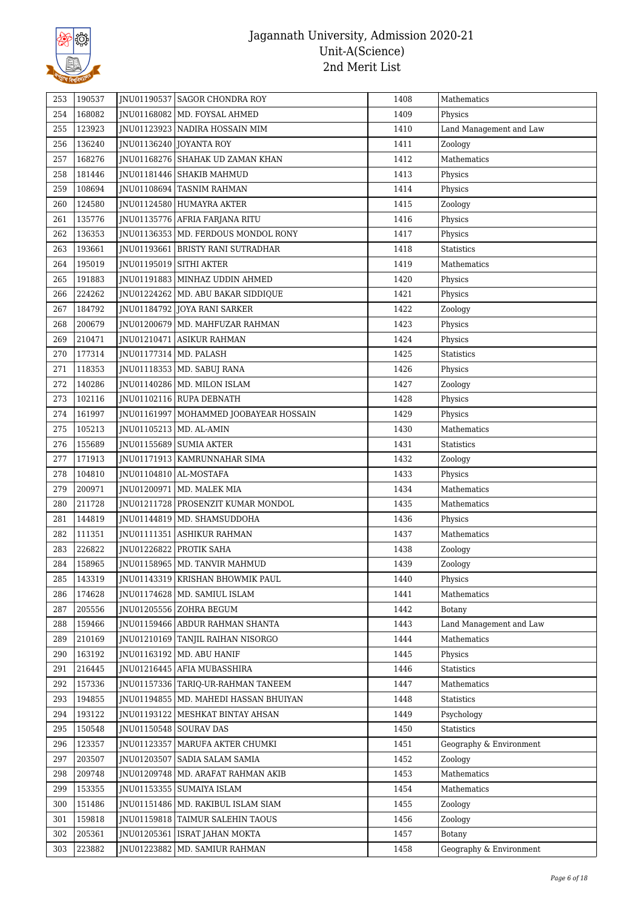# Jagannath University, Admission 2020-21
## Unit-A(Science)
## 2nd Merit List

| | | | | | |
|---|---|---|---|---|---|
| 253 | 190537 | JNU01190537 | SAGOR CHONDRA ROY | 1408 | Mathematics |
| 254 | 168082 | JNU01168082 | MD. FOYSAL AHMED | 1409 | Physics |
| 255 | 123923 | JNU01123923 | NADIRA HOSSAIN MIM | 1410 | Land Management and Law |
| 256 | 136240 | JNU01136240 | JOYANTA ROY | 1411 | Zoology |
| 257 | 168276 | JNU01168276 | SHAHAK UD ZAMAN KHAN | 1412 | Mathematics |
| 258 | 181446 | JNU01181446 | SHAKIB MAHMUD | 1413 | Physics |
| 259 | 108694 | JNU01108694 | TASNIM RAHMAN | 1414 | Physics |
| 260 | 124580 | JNU01124580 | HUMAYRA AKTER | 1415 | Zoology |
| 261 | 135776 | JNU01135776 | AFRIA FARJANA RITU | 1416 | Physics |
| 262 | 136353 | JNU01136353 | MD. FERDOUS MONDOL RONY | 1417 | Physics |
| 263 | 193661 | JNU01193661 | BRISTY RANI SUTRADHAR | 1418 | Statistics |
| 264 | 195019 | JNU01195019 | SITHI AKTER | 1419 | Mathematics |
| 265 | 191883 | JNU01191883 | MINHAZ UDDIN AHMED | 1420 | Physics |
| 266 | 224262 | JNU01224262 | MD. ABU BAKAR SIDDIQUE | 1421 | Physics |
| 267 | 184792 | JNU01184792 | JOYA RANI SARKER | 1422 | Zoology |
| 268 | 200679 | JNU01200679 | MD. MAHFUZAR RAHMAN | 1423 | Physics |
| 269 | 210471 | JNU01210471 | ASIKUR RAHMAN | 1424 | Physics |
| 270 | 177314 | JNU01177314 | MD. PALASH | 1425 | Statistics |
| 271 | 118353 | JNU01118353 | MD. SABUJ RANA | 1426 | Physics |
| 272 | 140286 | JNU01140286 | MD. MILON ISLAM | 1427 | Zoology |
| 273 | 102116 | JNU01102116 | RUPA DEBNATH | 1428 | Physics |
| 274 | 161997 | JNU01161997 | MOHAMMED JOOBAYEAR HOSSAIN | 1429 | Physics |
| 275 | 105213 | JNU01105213 | MD. AL-AMIN | 1430 | Mathematics |
| 276 | 155689 | JNU01155689 | SUMIA AKTER | 1431 | Statistics |
| 277 | 171913 | JNU01171913 | KAMRUNNAHAR SIMA | 1432 | Zoology |
| 278 | 104810 | JNU01104810 | AL-MOSTAFA | 1433 | Physics |
| 279 | 200971 | JNU01200971 | MD. MALEK MIA | 1434 | Mathematics |
| 280 | 211728 | JNU01211728 | PROSENZIT KUMAR MONDOL | 1435 | Mathematics |
| 281 | 144819 | JNU01144819 | MD. SHAMSUDDOHA | 1436 | Physics |
| 282 | 111351 | JNU01111351 | ASHIKUR RAHMAN | 1437 | Mathematics |
| 283 | 226822 | JNU01226822 | PROTIK SAHA | 1438 | Zoology |
| 284 | 158965 | JNU01158965 | MD. TANVIR MAHMUD | 1439 | Zoology |
| 285 | 143319 | JNU01143319 | KRISHAN BHOWMIK PAUL | 1440 | Physics |
| 286 | 174628 | JNU01174628 | MD. SAMIUL ISLAM | 1441 | Mathematics |
| 287 | 205556 | JNU01205556 | ZOHRA BEGUM | 1442 | Botany |
| 288 | 159466 | JNU01159466 | ABDUR RAHMAN SHANTA | 1443 | Land Management and Law |
| 289 | 210169 | JNU01210169 | TANJIL RAIHAN NISORGO | 1444 | Mathematics |
| 290 | 163192 | JNU01163192 | MD. ABU HANIF | 1445 | Physics |
| 291 | 216445 | JNU01216445 | AFIA MUBASSHIRA | 1446 | Statistics |
| 292 | 157336 | JNU01157336 | TARIQ-UR-RAHMAN TANEEM | 1447 | Mathematics |
| 293 | 194855 | JNU01194855 | MD. MAHEDI HASSAN BHUIYAN | 1448 | Statistics |
| 294 | 193122 | JNU01193122 | MESHKAT BINTAY AHSAN | 1449 | Psychology |
| 295 | 150548 | JNU01150548 | SOURAV DAS | 1450 | Statistics |
| 296 | 123357 | JNU01123357 | MARUFA AKTER CHUMKI | 1451 | Geography & Environment |
| 297 | 203507 | JNU01203507 | SADIA SALAM SAMIA | 1452 | Zoology |
| 298 | 209748 | JNU01209748 | MD. ARAFAT RAHMAN AKIB | 1453 | Mathematics |
| 299 | 153355 | JNU01153355 | SUMAIYA ISLAM | 1454 | Mathematics |
| 300 | 151486 | JNU01151486 | MD. RAKIBUL ISLAM SIAM | 1455 | Zoology |
| 301 | 159818 | JNU01159818 | TAIMUR SALEHIN TAOUS | 1456 | Zoology |
| 302 | 205361 | JNU01205361 | ISRAT JAHAN MOKTA | 1457 | Botany |
| 303 | 223882 | JNU01223882 | MD. SAMIUR RAHMAN | 1458 | Geography & Environment |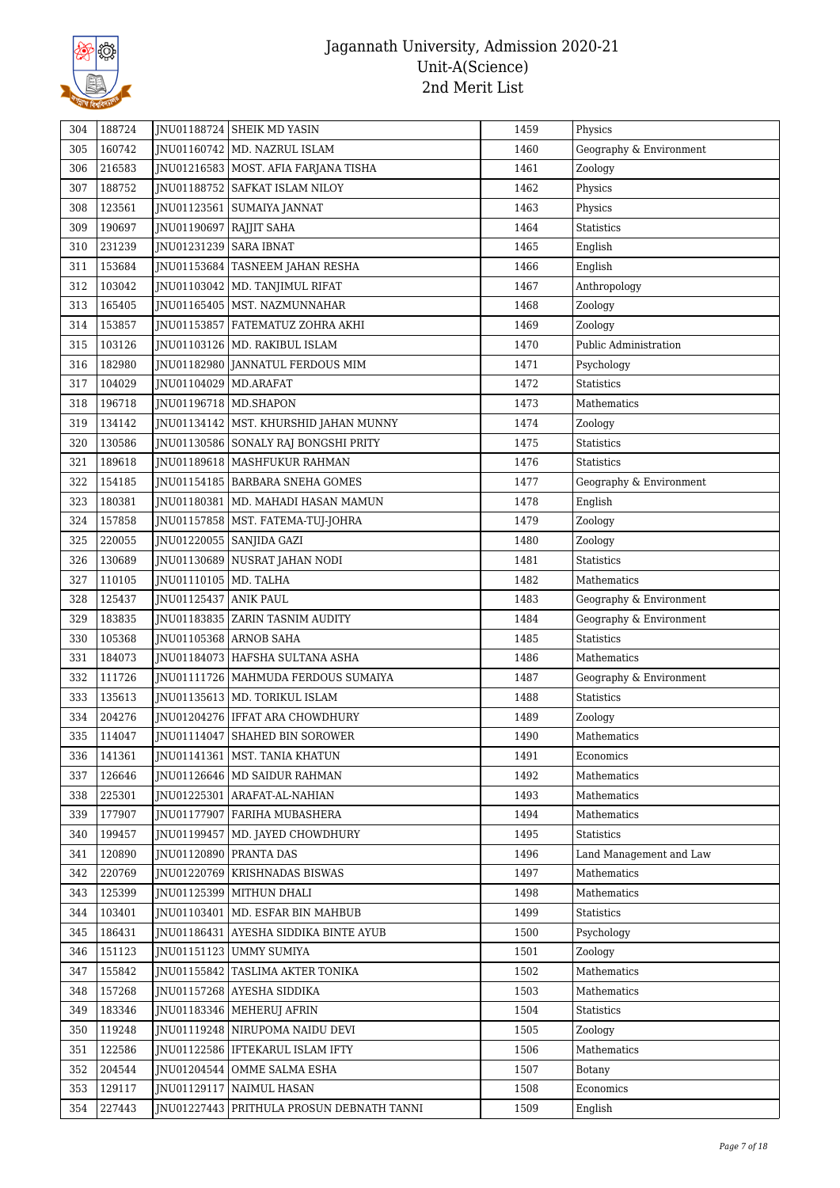# Jagannath University, Admission 2020-21
## Unit-A(Science)
## 2nd Merit List

| | | | | | |
|---|---|---|---|---|---|
| 304 | 188724 | JNU01188724 | SHEIK MD YASIN | 1459 | Physics |
| 305 | 160742 | JNU01160742 | MD. NAZRUL ISLAM | 1460 | Geography & Environment |
| 306 | 216583 | JNU01216583 | MOST. AFIA FARJANA TISHA | 1461 | Zoology |
| 307 | 188752 | JNU01188752 | SAFKAT ISLAM NILOY | 1462 | Physics |
| 308 | 123561 | JNU01123561 | SUMAIYA JANNAT | 1463 | Physics |
| 309 | 190697 | JNU01190697 | RAJJIT SAHA | 1464 | Statistics |
| 310 | 231239 | JNU01231239 | SARA IBNAT | 1465 | English |
| 311 | 153684 | JNU01153684 | TASNEEM JAHAN RESHA | 1466 | English |
| 312 | 103042 | JNU01103042 | MD. TANJIMUL RIFAT | 1467 | Anthropology |
| 313 | 165405 | JNU01165405 | MST. NAZMUNNAHAR | 1468 | Zoology |
| 314 | 153857 | JNU01153857 | FATEMATUZ ZOHRA AKHI | 1469 | Zoology |
| 315 | 103126 | JNU01103126 | MD. RAKIBUL ISLAM | 1470 | Public Administration |
| 316 | 182980 | JNU01182980 | JANNATUL FERDOUS MIM | 1471 | Psychology |
| 317 | 104029 | JNU01104029 | MD.ARAFAT | 1472 | Statistics |
| 318 | 196718 | JNU01196718 | MD.SHAPON | 1473 | Mathematics |
| 319 | 134142 | JNU01134142 | MST. KHURSHID JAHAN MUNNY | 1474 | Zoology |
| 320 | 130586 | JNU01130586 | SONALY RAJ BONGSHI PRITY | 1475 | Statistics |
| 321 | 189618 | JNU01189618 | MASHFUKUR RAHMAN | 1476 | Statistics |
| 322 | 154185 | JNU01154185 | BARBARA SNEHA GOMES | 1477 | Geography & Environment |
| 323 | 180381 | JNU01180381 | MD. MAHADI HASAN MAMUN | 1478 | English |
| 324 | 157858 | JNU01157858 | MST. FATEMA-TUJ-JOHRA | 1479 | Zoology |
| 325 | 220055 | JNU01220055 | SANJIDA GAZI | 1480 | Zoology |
| 326 | 130689 | JNU01130689 | NUSRAT JAHAN NODI | 1481 | Statistics |
| 327 | 110105 | JNU01110105 | MD. TALHA | 1482 | Mathematics |
| 328 | 125437 | JNU01125437 | ANIK PAUL | 1483 | Geography & Environment |
| 329 | 183835 | JNU01183835 | ZARIN TASNIM AUDITY | 1484 | Geography & Environment |
| 330 | 105368 | JNU01105368 | ARNOB SAHA | 1485 | Statistics |
| 331 | 184073 | JNU01184073 | HAFSHA SULTANA ASHA | 1486 | Mathematics |
| 332 | 111726 | JNU01111726 | MAHMUDA FERDOUS SUMAIYA | 1487 | Geography & Environment |
| 333 | 135613 | JNU01135613 | MD. TORIKUL ISLAM | 1488 | Statistics |
| 334 | 204276 | JNU01204276 | IFFAT ARA CHOWDHURY | 1489 | Zoology |
| 335 | 114047 | JNU01114047 | SHAHED BIN SOROWER | 1490 | Mathematics |
| 336 | 141361 | JNU01141361 | MST. TANIA KHATUN | 1491 | Economics |
| 337 | 126646 | JNU01126646 | MD SAIDUR RAHMAN | 1492 | Mathematics |
| 338 | 225301 | JNU01225301 | ARAFAT-AL-NAHIAN | 1493 | Mathematics |
| 339 | 177907 | JNU01177907 | FARIHA MUBASHERA | 1494 | Mathematics |
| 340 | 199457 | JNU01199457 | MD. JAYED CHOWDHURY | 1495 | Statistics |
| 341 | 120890 | JNU01120890 | PRANTA DAS | 1496 | Land Management and Law |
| 342 | 220769 | JNU01220769 | KRISHNADAS BISWAS | 1497 | Mathematics |
| 343 | 125399 | JNU01125399 | MITHUN DHALI | 1498 | Mathematics |
| 344 | 103401 | JNU01103401 | MD. ESFAR BIN MAHBUB | 1499 | Statistics |
| 345 | 186431 | JNU01186431 | AYESHA SIDDIKA BINTE AYUB | 1500 | Psychology |
| 346 | 151123 | JNU01151123 | UMMY SUMIYA | 1501 | Zoology |
| 347 | 155842 | JNU01155842 | TASLIMA AKTER TONIKA | 1502 | Mathematics |
| 348 | 157268 | JNU01157268 | AYESHA SIDDIKA | 1503 | Mathematics |
| 349 | 183346 | JNU01183346 | MEHERUJ AFRIN | 1504 | Statistics |
| 350 | 119248 | JNU01119248 | NIRUPOMA NAIDU DEVI | 1505 | Zoology |
| 351 | 122586 | JNU01122586 | IFTEKARUL ISLAM IFTY | 1506 | Mathematics |
| 352 | 204544 | JNU01204544 | OMME SALMA ESHA | 1507 | Botany |
| 353 | 129117 | JNU01129117 | NAIMUL HASAN | 1508 | Economics |
| 354 | 227443 | JNU01227443 | PRITHULA PROSUN DEBNATH TANNI | 1509 | English |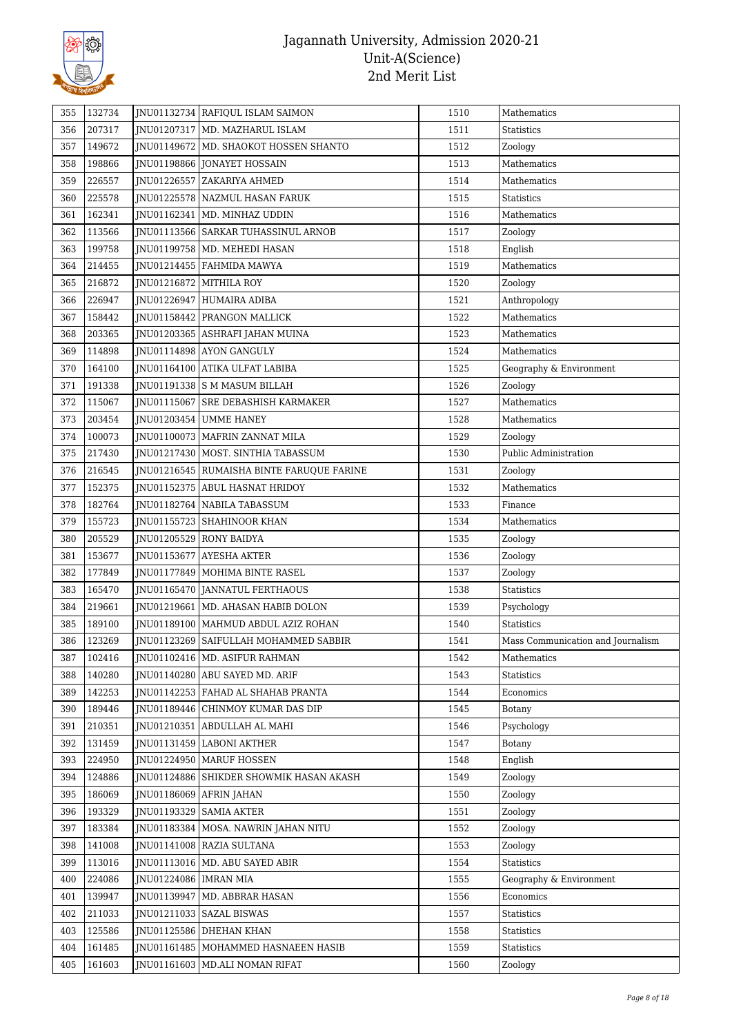# Jagannath University, Admission 2020-21
## Unit-A(Science)
## 2nd Merit List

| | | | | | |
|---|---|---|---|---|---|
| 355 | 132734 | JNU01132734 | RAFIQUL ISLAM SAIMON | 1510 | Mathematics |
| 356 | 207317 | JNU01207317 | MD. MAZHARUL ISLAM | 1511 | Statistics |
| 357 | 149672 | JNU01149672 | MD. SHAOKOT HOSSEN SHANTO | 1512 | Zoology |
| 358 | 198866 | JNU01198866 | JONAYET HOSSAIN | 1513 | Mathematics |
| 359 | 226557 | JNU01226557 | ZAKARIYA AHMED | 1514 | Mathematics |
| 360 | 225578 | JNU01225578 | NAZMUL HASAN FARUK | 1515 | Statistics |
| 361 | 162341 | JNU01162341 | MD. MINHAZ UDDIN | 1516 | Mathematics |
| 362 | 113566 | JNU01113566 | SARKAR TUHASSINUL ARNOB | 1517 | Zoology |
| 363 | 199758 | JNU01199758 | MD. MEHEDI HASAN | 1518 | English |
| 364 | 214455 | JNU01214455 | FAHMIDA MAWYA | 1519 | Mathematics |
| 365 | 216872 | JNU01216872 | MITHILA ROY | 1520 | Zoology |
| 366 | 226947 | JNU01226947 | HUMAIRA ADIBA | 1521 | Anthropology |
| 367 | 158442 | JNU01158442 | PRANGON MALLICK | 1522 | Mathematics |
| 368 | 203365 | JNU01203365 | ASHRAFI JAHAN MUINA | 1523 | Mathematics |
| 369 | 114898 | JNU01114898 | AYON GANGULY | 1524 | Mathematics |
| 370 | 164100 | JNU01164100 | ATIKA ULFAT LABIBA | 1525 | Geography & Environment |
| 371 | 191338 | JNU01191338 | S M MASUM BILLAH | 1526 | Zoology |
| 372 | 115067 | JNU01115067 | SRE DEBASHISH KARMAKER | 1527 | Mathematics |
| 373 | 203454 | JNU01203454 | UMME HANEY | 1528 | Mathematics |
| 374 | 100073 | JNU01100073 | MAFRIN ZANNAT MILA | 1529 | Zoology |
| 375 | 217430 | JNU01217430 | MOST. SINTHIA TABASSUM | 1530 | Public Administration |
| 376 | 216545 | JNU01216545 | RUMAISHA BINTE FARUQUE FARINE | 1531 | Zoology |
| 377 | 152375 | JNU01152375 | ABUL HASNAT HRIDOY | 1532 | Mathematics |
| 378 | 182764 | JNU01182764 | NABILA TABASSUM | 1533 | Finance |
| 379 | 155723 | JNU01155723 | SHAHINOOR KHAN | 1534 | Mathematics |
| 380 | 205529 | JNU01205529 | RONY BAIDYA | 1535 | Zoology |
| 381 | 153677 | JNU01153677 | AYESHA AKTER | 1536 | Zoology |
| 382 | 177849 | JNU01177849 | MOHIMA BINTE RASEL | 1537 | Zoology |
| 383 | 165470 | JNU01165470 | JANNATUL FERTHAOUS | 1538 | Statistics |
| 384 | 219661 | JNU01219661 | MD. AHASAN HABIB DOLON | 1539 | Psychology |
| 385 | 189100 | JNU01189100 | MAHMUD ABDUL AZIZ ROHAN | 1540 | Statistics |
| 386 | 123269 | JNU01123269 | SAIFULLAH MOHAMMED SABBIR | 1541 | Mass Communication and Journalism |
| 387 | 102416 | JNU01102416 | MD. ASIFUR RAHMAN | 1542 | Mathematics |
| 388 | 140280 | JNU01140280 | ABU SAYED MD. ARIF | 1543 | Statistics |
| 389 | 142253 | JNU01142253 | FAHAD AL SHAHAB PRANTA | 1544 | Economics |
| 390 | 189446 | JNU01189446 | CHINMOY KUMAR DAS DIP | 1545 | Botany |
| 391 | 210351 | JNU01210351 | ABDULLAH AL MAHI | 1546 | Psychology |
| 392 | 131459 | JNU01131459 | LABONI AKTHER | 1547 | Botany |
| 393 | 224950 | JNU01224950 | MARUF HOSSEN | 1548 | English |
| 394 | 124886 | JNU01124886 | SHIKDER SHOWMIK HASAN AKASH | 1549 | Zoology |
| 395 | 186069 | JNU01186069 | AFRIN JAHAN | 1550 | Zoology |
| 396 | 193329 | JNU01193329 | SAMIA AKTER | 1551 | Zoology |
| 397 | 183384 | JNU01183384 | MOSA. NAWRIN JAHAN NITU | 1552 | Zoology |
| 398 | 141008 | JNU01141008 | RAZIA SULTANA | 1553 | Zoology |
| 399 | 113016 | JNU01113016 | MD. ABU SAYED ABIR | 1554 | Statistics |
| 400 | 224086 | JNU01224086 | IMRAN MIA | 1555 | Geography & Environment |
| 401 | 139947 | JNU01139947 | MD. ABBRAR HASAN | 1556 | Economics |
| 402 | 211033 | JNU01211033 | SAZAL BISWAS | 1557 | Statistics |
| 403 | 125586 | JNU01125586 | DHEHAN KHAN | 1558 | Statistics |
| 404 | 161485 | JNU01161485 | MOHAMMED HASNAEEN HASIB | 1559 | Statistics |
| 405 | 161603 | JNU01161603 | MD.ALI NOMAN RIFAT | 1560 | Zoology |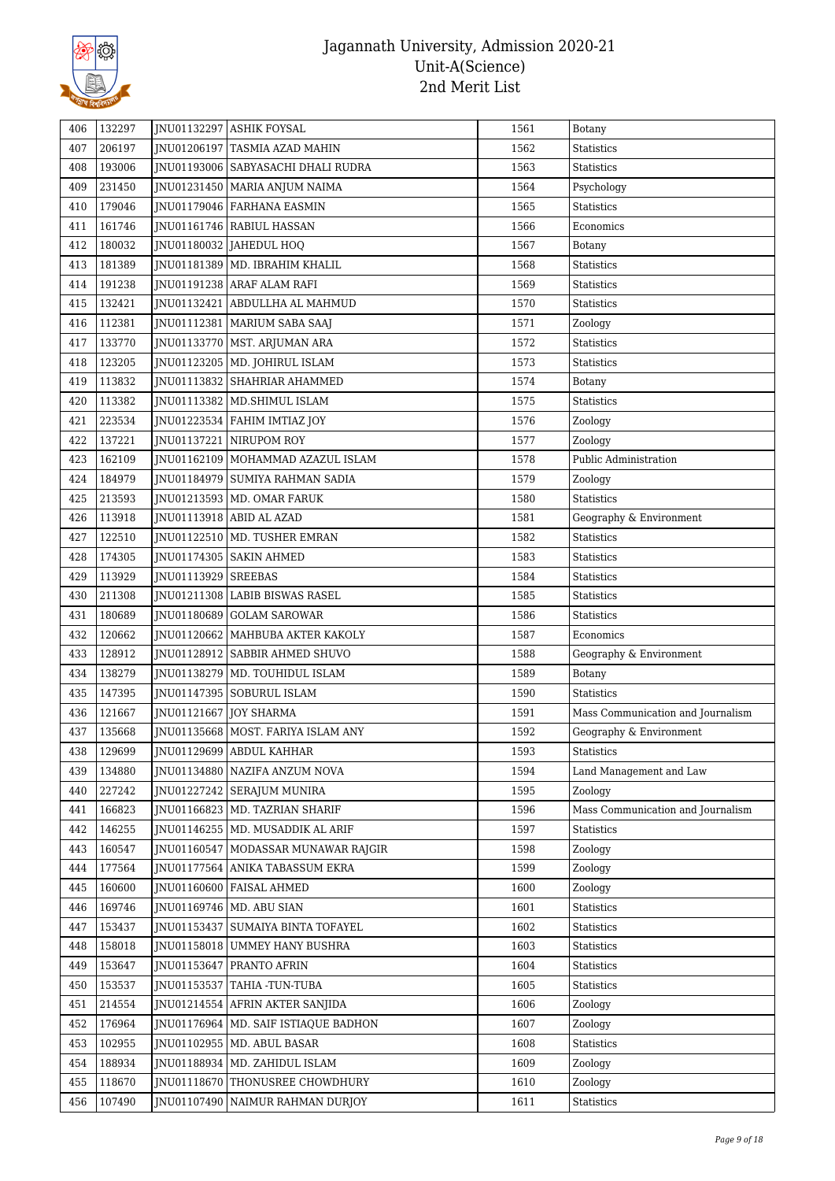| 406 | 132297 | JNU01132297 | ASHIK FOYSAL | 1561 | Botany |
|---|---|---|---|---|---|
| 407 | 206197 | JNU01206197 | TASMIA AZAD MAHIN | 1562 | Statistics |
| 408 | 193006 | JNU01193006 | SABYASACHI DHALI RUDRA | 1563 | Statistics |
| 409 | 231450 | JNU01231450 | MARIA ANJUM NAIMA | 1564 | Psychology |
| 410 | 179046 | JNU01179046 | FARHANA EASMIN | 1565 | Statistics |
| 411 | 161746 | JNU01161746 | RABIUL HASSAN | 1566 | Economics |
| 412 | 180032 | JNU01180032 | JAHEDUL HOQ | 1567 | Botany |
| 413 | 181389 | JNU01181389 | MD. IBRAHIM KHALIL | 1568 | Statistics |
| 414 | 191238 | JNU01191238 | ARAF ALAM RAFI | 1569 | Statistics |
| 415 | 132421 | JNU01132421 | ABDULLHA AL MAHMUD | 1570 | Statistics |
| 416 | 112381 | JNU01112381 | MARIUM SABA SAAJ | 1571 | Zoology |
| 417 | 133770 | JNU01133770 | MST. ARJUMAN ARA | 1572 | Statistics |
| 418 | 123205 | JNU01123205 | MD. JOHIRUL ISLAM | 1573 | Statistics |
| 419 | 113832 | JNU01113832 | SHAHRIAR AHAMMED | 1574 | Botany |
| 420 | 113382 | JNU01113382 | MD.SHIMUL ISLAM | 1575 | Statistics |
| 421 | 223534 | JNU01223534 | FAHIM IMTIAZ JOY | 1576 | Zoology |
| 422 | 137221 | JNU01137221 | NIRUPOM ROY | 1577 | Zoology |
| 423 | 162109 | JNU01162109 | MOHAMMAD AZAZUL ISLAM | 1578 | Public Administration |
| 424 | 184979 | JNU01184979 | SUMIYA RAHMAN SADIA | 1579 | Zoology |
| 425 | 213593 | JNU01213593 | MD. OMAR FARUK | 1580 | Statistics |
| 426 | 113918 | JNU01113918 | ABID AL AZAD | 1581 | Geography & Environment |
| 427 | 122510 | JNU01122510 | MD. TUSHER EMRAN | 1582 | Statistics |
| 428 | 174305 | JNU01174305 | SAKIN AHMED | 1583 | Statistics |
| 429 | 113929 | JNU01113929 | SREEBAS | 1584 | Statistics |
| 430 | 211308 | JNU01211308 | LABIB BISWAS RASEL | 1585 | Statistics |
| 431 | 180689 | JNU01180689 | GOLAM SAROWAR | 1586 | Statistics |
| 432 | 120662 | JNU01120662 | MAHBUBA AKTER KAKOLY | 1587 | Economics |
| 433 | 128912 | JNU01128912 | SABBIR AHMED SHUVO | 1588 | Geography & Environment |
| 434 | 138279 | JNU01138279 | MD. TOUHIDUL ISLAM | 1589 | Botany |
| 435 | 147395 | JNU01147395 | SOBURUL ISLAM | 1590 | Statistics |
| 436 | 121667 | JNU01121667 | JOY SHARMA | 1591 | Mass Communication and Journalism |
| 437 | 135668 | JNU01135668 | MOST. FARIYA ISLAM ANY | 1592 | Geography & Environment |
| 438 | 129699 | JNU01129699 | ABDUL KAHHAR | 1593 | Statistics |
| 439 | 134880 | JNU01134880 | NAZIFA ANZUM NOVA | 1594 | Land Management and Law |
| 440 | 227242 | JNU01227242 | SERAJUM MUNIRA | 1595 | Zoology |
| 441 | 166823 | JNU01166823 | MD. TAZRIAN SHARIF | 1596 | Mass Communication and Journalism |
| 442 | 146255 | JNU01146255 | MD. MUSADDIK AL ARIF | 1597 | Statistics |
| 443 | 160547 | JNU01160547 | MODASSAR MUNAWAR RAJGIR | 1598 | Zoology |
| 444 | 177564 | JNU01177564 | ANIKA TABASSUM EKRA | 1599 | Zoology |
| 445 | 160600 | JNU01160600 | FAISAL AHMED | 1600 | Zoology |
| 446 | 169746 | JNU01169746 | MD. ABU SIAN | 1601 | Statistics |
| 447 | 153437 | JNU01153437 | SUMAIYA BINTA TOFAYEL | 1602 | Statistics |
| 448 | 158018 | JNU01158018 | UMMEY HANY BUSHRA | 1603 | Statistics |
| 449 | 153647 | JNU01153647 | PRANTO AFRIN | 1604 | Statistics |
| 450 | 153537 | JNU01153537 | TAHIA -TUN-TUBA | 1605 | Statistics |
| 451 | 214554 | JNU01214554 | AFRIN AKTER SANJIDA | 1606 | Zoology |
| 452 | 176964 | JNU01176964 | MD. SAIF ISTIAQUE BADHON | 1607 | Zoology |
| 453 | 102955 | JNU01102955 | MD. ABUL BASAR | 1608 | Statistics |
| 454 | 188934 | JNU01188934 | MD. ZAHIDUL ISLAM | 1609 | Zoology |
| 455 | 118670 | JNU01118670 | THONUSREE CHOWDHURY | 1610 | Zoology |
| 456 | 107490 | JNU01107490 | NAIMUR RAHMAN DURJOY | 1611 | Statistics |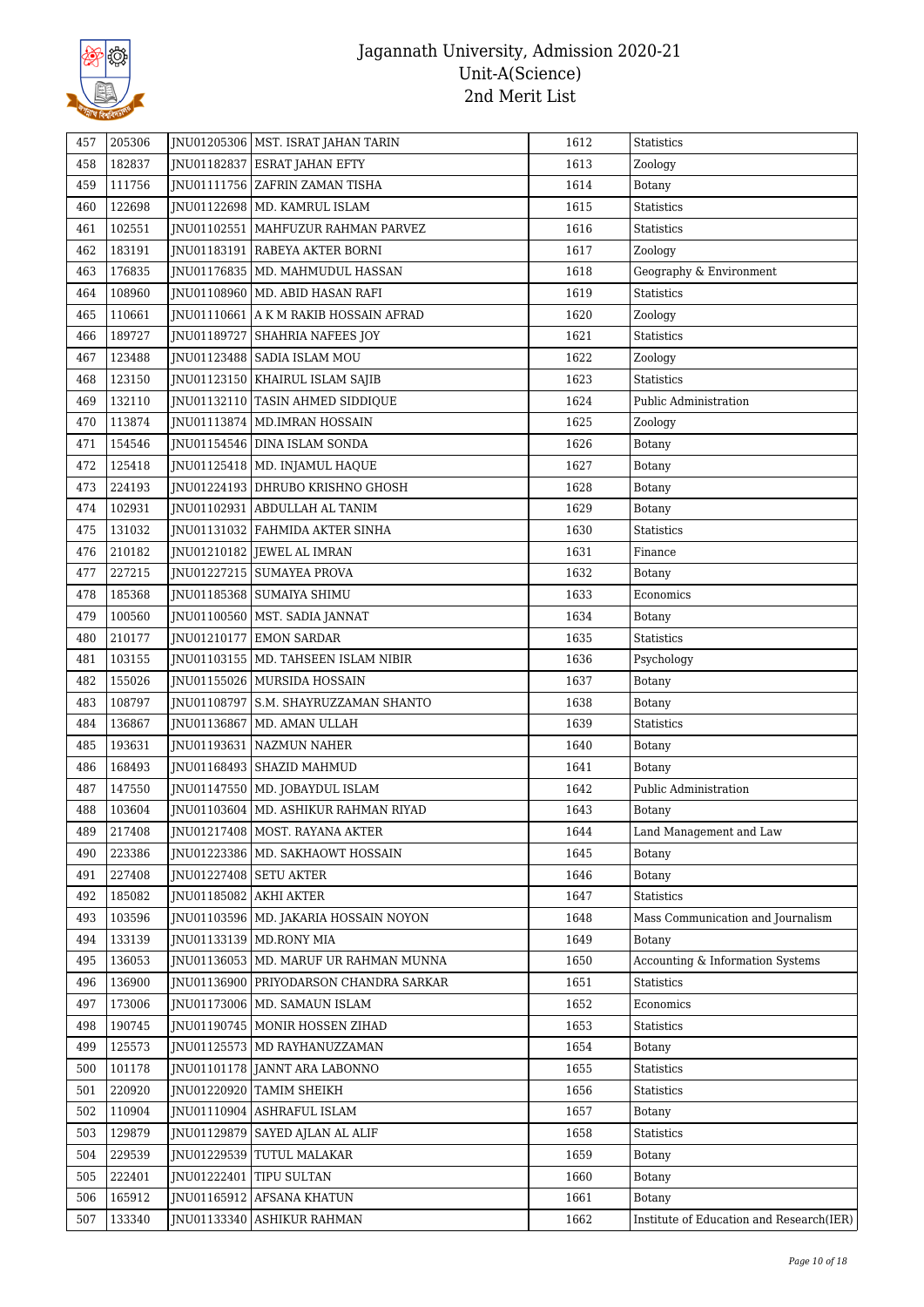| 457 | 205306 | JNU01205306 | MST. ISRAT JAHAN TARIN | 1612 | Statistics |
|---|---|---|---|---|---|
| 458 | 182837 | JNU01182837 | ESRAT JAHAN EFTY | 1613 | Zoology |
| 459 | 111756 | JNU01111756 | ZAFRIN ZAMAN TISHA | 1614 | Botany |
| 460 | 122698 | JNU01122698 | MD. KAMRUL ISLAM | 1615 | Statistics |
| 461 | 102551 | JNU01102551 | MAHFUZUR RAHMAN PARVEZ | 1616 | Statistics |
| 462 | 183191 | JNU01183191 | RABEYA AKTER BORNI | 1617 | Zoology |
| 463 | 176835 | JNU01176835 | MD. MAHMUDUL HASSAN | 1618 | Geography & Environment |
| 464 | 108960 | JNU01108960 | MD. ABID HASAN RAFI | 1619 | Statistics |
| 465 | 110661 | JNU01110661 | A K M RAKIB HOSSAIN AFRAD | 1620 | Zoology |
| 466 | 189727 | JNU01189727 | SHAHRIA NAFEES JOY | 1621 | Statistics |
| 467 | 123488 | JNU01123488 | SADIA ISLAM MOU | 1622 | Zoology |
| 468 | 123150 | JNU01123150 | KHAIRUL ISLAM SAJIB | 1623 | Statistics |
| 469 | 132110 | JNU01132110 | TASIN AHMED SIDDIQUE | 1624 | Public Administration |
| 470 | 113874 | JNU01113874 | MD.IMRAN HOSSAIN | 1625 | Zoology |
| 471 | 154546 | JNU01154546 | DINA ISLAM SONDA | 1626 | Botany |
| 472 | 125418 | JNU01125418 | MD. INJAMUL HAQUE | 1627 | Botany |
| 473 | 224193 | JNU01224193 | DHRUBO KRISHNO GHOSH | 1628 | Botany |
| 474 | 102931 | JNU01102931 | ABDULLAH AL TANIM | 1629 | Botany |
| 475 | 131032 | JNU01131032 | FAHMIDA AKTER SINHA | 1630 | Statistics |
| 476 | 210182 | JNU01210182 | JEWEL AL IMRAN | 1631 | Finance |
| 477 | 227215 | JNU01227215 | SUMAYEA PROVA | 1632 | Botany |
| 478 | 185368 | JNU01185368 | SUMAIYA SHIMU | 1633 | Economics |
| 479 | 100560 | JNU01100560 | MST. SADIA JANNAT | 1634 | Botany |
| 480 | 210177 | JNU01210177 | EMON SARDAR | 1635 | Statistics |
| 481 | 103155 | JNU01103155 | MD. TAHSEEN ISLAM NIBIR | 1636 | Psychology |
| 482 | 155026 | JNU01155026 | MURSIDA HOSSAIN | 1637 | Botany |
| 483 | 108797 | JNU01108797 | S.M. SHAYRUZZAMAN SHANTO | 1638 | Botany |
| 484 | 136867 | JNU01136867 | MD. AMAN ULLAH | 1639 | Statistics |
| 485 | 193631 | JNU01193631 | NAZMUN NAHER | 1640 | Botany |
| 486 | 168493 | JNU01168493 | SHAZID MAHMUD | 1641 | Botany |
| 487 | 147550 | JNU01147550 | MD. JOBAYDUL ISLAM | 1642 | Public Administration |
| 488 | 103604 | JNU01103604 | MD. ASHIKUR RAHMAN RIYAD | 1643 | Botany |
| 489 | 217408 | JNU01217408 | MOST. RAYANA AKTER | 1644 | Land Management and Law |
| 490 | 223386 | JNU01223386 | MD. SAKHAOWT HOSSAIN | 1645 | Botany |
| 491 | 227408 | JNU01227408 | SETU AKTER | 1646 | Botany |
| 492 | 185082 | JNU01185082 | AKHI AKTER | 1647 | Statistics |
| 493 | 103596 | JNU01103596 | MD. JAKARIA HOSSAIN NOYON | 1648 | Mass Communication and Journalism |
| 494 | 133139 | JNU01133139 | MD.RONY MIA | 1649 | Botany |
| 495 | 136053 | JNU01136053 | MD. MARUF UR RAHMAN MUNNA | 1650 | Accounting & Information Systems |
| 496 | 136900 | JNU01136900 | PRIYODARSON CHANDRA SARKAR | 1651 | Statistics |
| 497 | 173006 | JNU01173006 | MD. SAMAUN ISLAM | 1652 | Economics |
| 498 | 190745 | JNU01190745 | MONIR HOSSEN ZIHAD | 1653 | Statistics |
| 499 | 125573 | JNU01125573 | MD RAYHANUZZAMAN | 1654 | Botany |
| 500 | 101178 | JNU01101178 | JANNT ARA LABONNO | 1655 | Statistics |
| 501 | 220920 | JNU01220920 | TAMIM SHEIKH | 1656 | Statistics |
| 502 | 110904 | JNU01110904 | ASHRAFUL ISLAM | 1657 | Botany |
| 503 | 129879 | JNU01129879 | SAYED AJLAN AL ALIF | 1658 | Statistics |
| 504 | 229539 | JNU01229539 | TUTUL MALAKAR | 1659 | Botany |
| 505 | 222401 | JNU01222401 | TIPU SULTAN | 1660 | Botany |
| 506 | 165912 | JNU01165912 | AFSANA KHATUN | 1661 | Botany |
| 507 | 133340 | JNU01133340 | ASHIKUR RAHMAN | 1662 | Institute of Education and Research(IER) |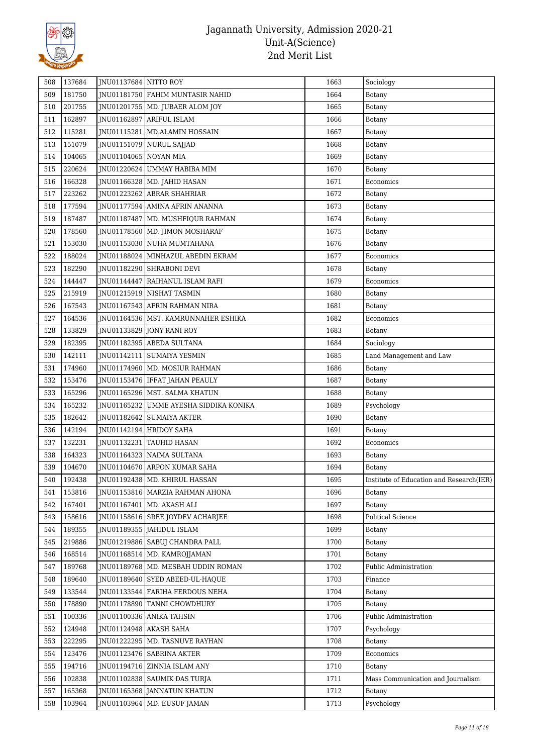| 508 | 137684 | JNU01137684 | NITTO ROY | 1663 | Sociology |
|---|---|---|---|---|---|
| 509 | 181750 | JNU01181750 | FAHIM MUNTASIR NAHID | 1664 | Botany |
| 510 | 201755 | JNU01201755 | MD. JUBAER ALOM JOY | 1665 | Botany |
| 511 | 162897 | JNU01162897 | ARIFUL ISLAM | 1666 | Botany |
| 512 | 115281 | JNU01115281 | MD.ALAMIN HOSSAIN | 1667 | Botany |
| 513 | 151079 | JNU01151079 | NURUL SAJJAD | 1668 | Botany |
| 514 | 104065 | JNU01104065 | NOYAN MIA | 1669 | Botany |
| 515 | 220624 | JNU01220624 | UMMAY HABIBA MIM | 1670 | Botany |
| 516 | 166328 | JNU01166328 | MD. JAHID HASAN | 1671 | Economics |
| 517 | 223262 | JNU01223262 | ABRAR SHAHRIAR | 1672 | Botany |
| 518 | 177594 | JNU01177594 | AMINA AFRIN ANANNA | 1673 | Botany |
| 519 | 187487 | JNU01187487 | MD. MUSHFIQUR RAHMAN | 1674 | Botany |
| 520 | 178560 | JNU01178560 | MD. JIMON MOSHARAF | 1675 | Botany |
| 521 | 153030 | JNU01153030 | NUHA MUMTAHANA | 1676 | Botany |
| 522 | 188024 | JNU01188024 | MINHAZUL ABEDIN EKRAM | 1677 | Economics |
| 523 | 182290 | JNU01182290 | SHRABONI DEVI | 1678 | Botany |
| 524 | 144447 | JNU01144447 | RAIHANUL ISLAM RAFI | 1679 | Economics |
| 525 | 215919 | JNU01215919 | NISHAT TASMIN | 1680 | Botany |
| 526 | 167543 | JNU01167543 | AFRIN RAHMAN NIRA | 1681 | Botany |
| 527 | 164536 | JNU01164536 | MST. KAMRUNNAHER ESHIKA | 1682 | Economics |
| 528 | 133829 | JNU01133829 | JONY RANI ROY | 1683 | Botany |
| 529 | 182395 | JNU01182395 | ABEDA SULTANA | 1684 | Sociology |
| 530 | 142111 | JNU01142111 | SUMAIYA YESMIN | 1685 | Land Management and Law |
| 531 | 174960 | JNU01174960 | MD. MOSIUR RAHMAN | 1686 | Botany |
| 532 | 153476 | JNU01153476 | IFFAT JAHAN PEAULY | 1687 | Botany |
| 533 | 165296 | JNU01165296 | MST. SALMA KHATUN | 1688 | Botany |
| 534 | 165232 | JNU01165232 | UMME AYESHA SIDDIKA KONIKA | 1689 | Psychology |
| 535 | 182642 | JNU01182642 | SUMAIYA AKTER | 1690 | Botany |
| 536 | 142194 | JNU01142194 | HRIDOY SAHA | 1691 | Botany |
| 537 | 132231 | JNU01132231 | TAUHID HASAN | 1692 | Economics |
| 538 | 164323 | JNU01164323 | NAIMA SULTANA | 1693 | Botany |
| 539 | 104670 | JNU01104670 | ARPON KUMAR SAHA | 1694 | Botany |
| 540 | 192438 | JNU01192438 | MD. KHIRUL HASSAN | 1695 | Institute of Education and Research(IER) |
| 541 | 153816 | JNU01153816 | MARZIA RAHMAN AHONA | 1696 | Botany |
| 542 | 167401 | JNU01167401 | MD. AKASH ALI | 1697 | Botany |
| 543 | 158616 | JNU01158616 | SREE JOYDEV ACHARJEE | 1698 | Political Science |
| 544 | 189355 | JNU01189355 | JAHIDUL ISLAM | 1699 | Botany |
| 545 | 219886 | JNU01219886 | SABUJ CHANDRA PALL | 1700 | Botany |
| 546 | 168514 | JNU01168514 | MD. KAMROJJAMAN | 1701 | Botany |
| 547 | 189768 | JNU01189768 | MD. MESBAH UDDIN ROMAN | 1702 | Public Administration |
| 548 | 189640 | JNU01189640 | SYED ABEED-UL-HAQUE | 1703 | Finance |
| 549 | 133544 | JNU01133544 | FARIHA FERDOUS NEHA | 1704 | Botany |
| 550 | 178890 | JNU01178890 | TANNI CHOWDHURY | 1705 | Botany |
| 551 | 100336 | JNU01100336 | ANIKA TAHSIN | 1706 | Public Administration |
| 552 | 124948 | JNU01124948 | AKASH SAHA | 1707 | Psychology |
| 553 | 222295 | JNU01222295 | MD. TASNUVE RAYHAN | 1708 | Botany |
| 554 | 123476 | JNU01123476 | SABRINA AKTER | 1709 | Economics |
| 555 | 194716 | JNU01194716 | ZINNIA ISLAM ANY | 1710 | Botany |
| 556 | 102838 | JNU01102838 | SAUMIK DAS TURJA | 1711 | Mass Communication and Journalism |
| 557 | 165368 | JNU01165368 | JANNATUN KHATUN | 1712 | Botany |
| 558 | 103964 | JNU01103964 | MD. EUSUF JAMAN | 1713 | Psychology |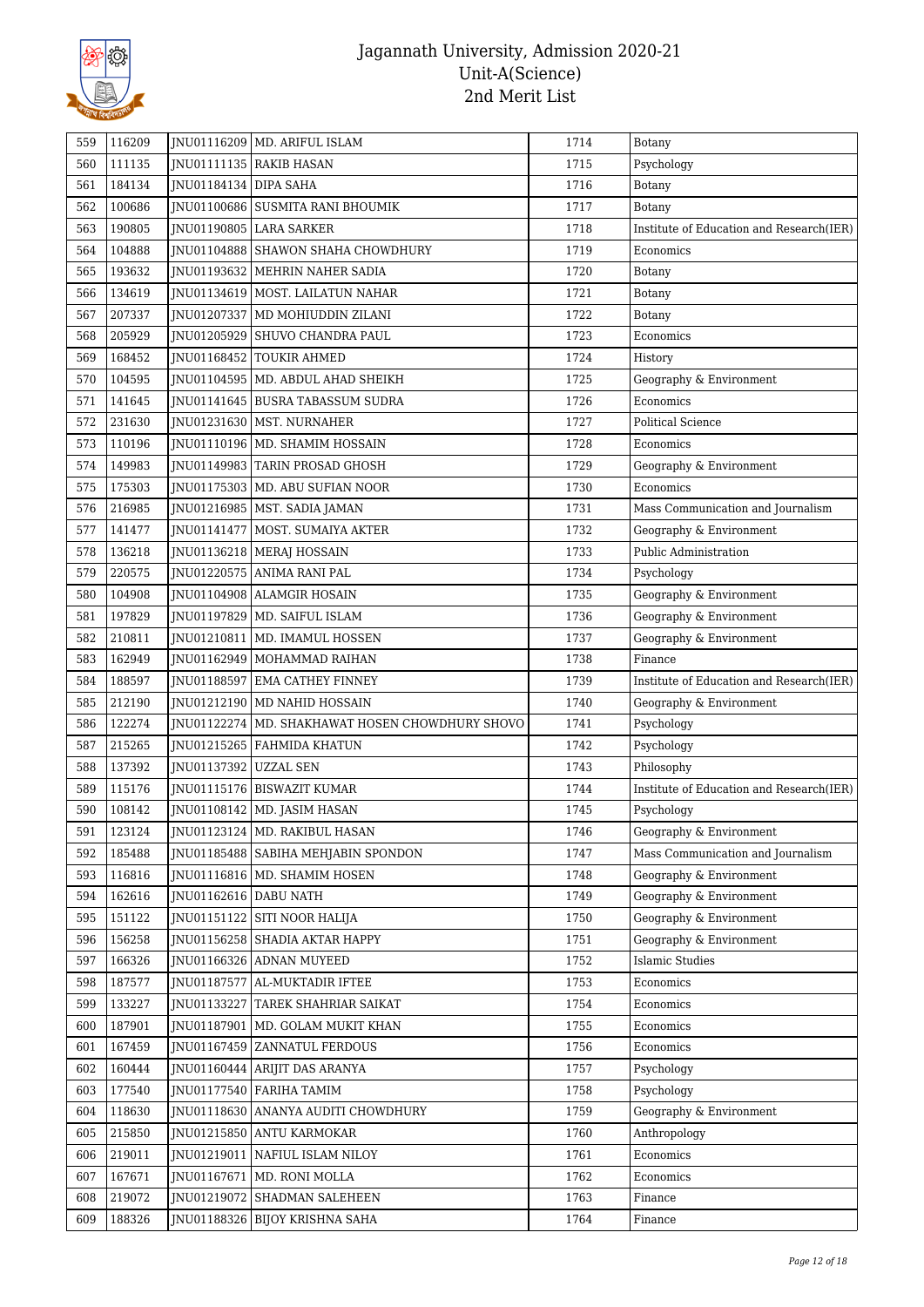# Jagannath University, Admission 2020-21
## Unit-A(Science)
## 2nd Merit List

| | | | | | |
|---|---|---|---|---|---|
| 559 | 116209 | JNU01116209 | MD. ARIFUL ISLAM | 1714 | Botany |
| 560 | 111135 | JNU01111135 | RAKIB HASAN | 1715 | Psychology |
| 561 | 184134 | JNU01184134 | DIPA SAHA | 1716 | Botany |
| 562 | 100686 | JNU01100686 | SUSMITA RANI BHOUMIK | 1717 | Botany |
| 563 | 190805 | JNU01190805 | LARA SARKER | 1718 | Institute of Education and Research(IER) |
| 564 | 104888 | JNU01104888 | SHAWON SHAHA CHOWDHURY | 1719 | Economics |
| 565 | 193632 | JNU01193632 | MEHRIN NAHER SADIA | 1720 | Botany |
| 566 | 134619 | JNU01134619 | MOST. LAILATUN NAHAR | 1721 | Botany |
| 567 | 207337 | JNU01207337 | MD MOHIUDDIN ZILANI | 1722 | Botany |
| 568 | 205929 | JNU01205929 | SHUVO CHANDRA PAUL | 1723 | Economics |
| 569 | 168452 | JNU01168452 | TOUKIR AHMED | 1724 | History |
| 570 | 104595 | JNU01104595 | MD. ABDUL AHAD SHEIKH | 1725 | Geography & Environment |
| 571 | 141645 | JNU01141645 | BUSRA TABASSUM SUDRA | 1726 | Economics |
| 572 | 231630 | JNU01231630 | MST. NURNAHER | 1727 | Political Science |
| 573 | 110196 | JNU01110196 | MD. SHAMIM HOSSAIN | 1728 | Economics |
| 574 | 149983 | JNU01149983 | TARIN PROSAD GHOSH | 1729 | Geography & Environment |
| 575 | 175303 | JNU01175303 | MD. ABU SUFIAN NOOR | 1730 | Economics |
| 576 | 216985 | JNU01216985 | MST. SADIA JAMAN | 1731 | Mass Communication and Journalism |
| 577 | 141477 | JNU01141477 | MOST. SUMAIYA AKTER | 1732 | Geography & Environment |
| 578 | 136218 | JNU01136218 | MERAJ HOSSAIN | 1733 | Public Administration |
| 579 | 220575 | JNU01220575 | ANIMA RANI PAL | 1734 | Psychology |
| 580 | 104908 | JNU01104908 | ALAMGIR HOSAIN | 1735 | Geography & Environment |
| 581 | 197829 | JNU01197829 | MD. SAIFUL ISLAM | 1736 | Geography & Environment |
| 582 | 210811 | JNU01210811 | MD. IMAMUL HOSSEN | 1737 | Geography & Environment |
| 583 | 162949 | JNU01162949 | MOHAMMAD RAIHAN | 1738 | Finance |
| 584 | 188597 | JNU01188597 | EMA CATHEY FINNEY | 1739 | Institute of Education and Research(IER) |
| 585 | 212190 | JNU01212190 | MD NAHID HOSSAIN | 1740 | Geography & Environment |
| 586 | 122274 | JNU01122274 | MD. SHAKHAWAT HOSEN CHOWDHURY SHOVO | 1741 | Psychology |
| 587 | 215265 | JNU01215265 | FAHMIDA KHATUN | 1742 | Psychology |
| 588 | 137392 | JNU01137392 | UZZAL SEN | 1743 | Philosophy |
| 589 | 115176 | JNU01115176 | BISWAZIT KUMAR | 1744 | Institute of Education and Research(IER) |
| 590 | 108142 | JNU01108142 | MD. JASIM HASAN | 1745 | Psychology |
| 591 | 123124 | JNU01123124 | MD. RAKIBUL HASAN | 1746 | Geography & Environment |
| 592 | 185488 | JNU01185488 | SABIHA MEHJABIN SPONDON | 1747 | Mass Communication and Journalism |
| 593 | 116816 | JNU01116816 | MD. SHAMIM HOSEN | 1748 | Geography & Environment |
| 594 | 162616 | JNU01162616 | DABU NATH | 1749 | Geography & Environment |
| 595 | 151122 | JNU01151122 | SITI NOOR HALIJA | 1750 | Geography & Environment |
| 596 | 156258 | JNU01156258 | SHADIA AKTAR HAPPY | 1751 | Geography & Environment |
| 597 | 166326 | JNU01166326 | ADNAN MUYEED | 1752 | Islamic Studies |
| 598 | 187577 | JNU01187577 | AL-MUKTADIR IFTEE | 1753 | Economics |
| 599 | 133227 | JNU01133227 | TAREK SHAHRIAR SAIKAT | 1754 | Economics |
| 600 | 187901 | JNU01187901 | MD. GOLAM MUKIT KHAN | 1755 | Economics |
| 601 | 167459 | JNU01167459 | ZANNATUL FERDOUS | 1756 | Economics |
| 602 | 160444 | JNU01160444 | ARIJIT DAS ARANYA | 1757 | Psychology |
| 603 | 177540 | JNU01177540 | FARIHA TAMIM | 1758 | Psychology |
| 604 | 118630 | JNU01118630 | ANANYA AUDITI CHOWDHURY | 1759 | Geography & Environment |
| 605 | 215850 | JNU01215850 | ANTU KARMOKAR | 1760 | Anthropology |
| 606 | 219011 | JNU01219011 | NAFIUL ISLAM NILOY | 1761 | Economics |
| 607 | 167671 | JNU01167671 | MD. RONI MOLLA | 1762 | Economics |
| 608 | 219072 | JNU01219072 | SHADMAN SALEHEEN | 1763 | Finance |
| 609 | 188326 | JNU01188326 | BIJOY KRISHNA SAHA | 1764 | Finance |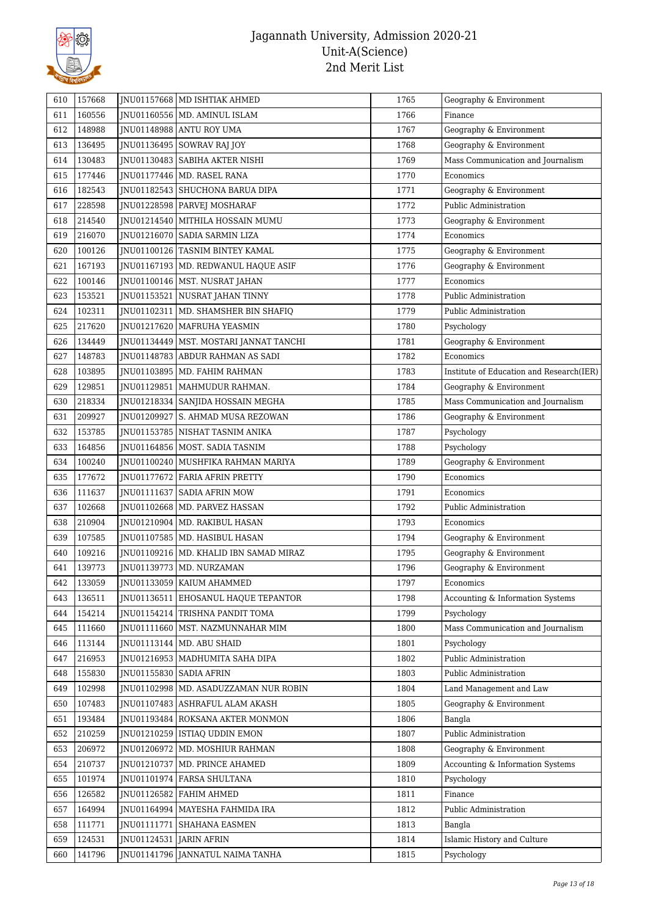| 610 | 157668 | JNU01157668 | MD ISHTIAK AHMED | 1765 | Geography & Environment |
|---|---|---|---|---|---|
| 611 | 160556 | JNU01160556 | MD. AMINUL ISLAM | 1766 | Finance |
| 612 | 148988 | JNU01148988 | ANTU ROY UMA | 1767 | Geography & Environment |
| 613 | 136495 | JNU01136495 | SOWRAV RAJ JOY | 1768 | Geography & Environment |
| 614 | 130483 | JNU01130483 | SABIHA AKTER NISHI | 1769 | Mass Communication and Journalism |
| 615 | 177446 | JNU01177446 | MD. RASEL RANA | 1770 | Economics |
| 616 | 182543 | JNU01182543 | SHUCHONA BARUA DIPA | 1771 | Geography & Environment |
| 617 | 228598 | JNU01228598 | PARVEJ MOSHARAF | 1772 | Public Administration |
| 618 | 214540 | JNU01214540 | MITHILA HOSSAIN MUMU | 1773 | Geography & Environment |
| 619 | 216070 | JNU01216070 | SADIA SARMIN LIZA | 1774 | Economics |
| 620 | 100126 | JNU01100126 | TASNIM BINTEY KAMAL | 1775 | Geography & Environment |
| 621 | 167193 | JNU01167193 | MD. REDWANUL HAQUE ASIF | 1776 | Geography & Environment |
| 622 | 100146 | JNU01100146 | MST. NUSRAT JAHAN | 1777 | Economics |
| 623 | 153521 | JNU01153521 | NUSRAT JAHAN TINNY | 1778 | Public Administration |
| 624 | 102311 | JNU01102311 | MD. SHAMSHER BIN SHAFIQ | 1779 | Public Administration |
| 625 | 217620 | JNU01217620 | MAFRUHA YEASMIN | 1780 | Psychology |
| 626 | 134449 | JNU01134449 | MST. MOSTARI JANNAT TANCHI | 1781 | Geography & Environment |
| 627 | 148783 | JNU01148783 | ABDUR RAHMAN AS SADI | 1782 | Economics |
| 628 | 103895 | JNU01103895 | MD. FAHIM RAHMAN | 1783 | Institute of Education and Research(IER) |
| 629 | 129851 | JNU01129851 | MAHMUDUR RAHMAN. | 1784 | Geography & Environment |
| 630 | 218334 | JNU01218334 | SANJIDA HOSSAIN MEGHA | 1785 | Mass Communication and Journalism |
| 631 | 209927 | JNU01209927 | S. AHMAD MUSA REZOWAN | 1786 | Geography & Environment |
| 632 | 153785 | JNU01153785 | NISHAT TASNIM ANIKA | 1787 | Psychology |
| 633 | 164856 | JNU01164856 | MOST. SADIA TASNIM | 1788 | Psychology |
| 634 | 100240 | JNU01100240 | MUSHFIKA RAHMAN MARIYA | 1789 | Geography & Environment |
| 635 | 177672 | JNU01177672 | FARIA AFRIN PRETTY | 1790 | Economics |
| 636 | 111637 | JNU01111637 | SADIA AFRIN MOW | 1791 | Economics |
| 637 | 102668 | JNU01102668 | MD. PARVEZ HASSAN | 1792 | Public Administration |
| 638 | 210904 | JNU01210904 | MD. RAKIBUL HASAN | 1793 | Economics |
| 639 | 107585 | JNU01107585 | MD. HASIBUL HASAN | 1794 | Geography & Environment |
| 640 | 109216 | JNU01109216 | MD. KHALID IBN SAMAD MIRAZ | 1795 | Geography & Environment |
| 641 | 139773 | JNU01139773 | MD. NURZAMAN | 1796 | Geography & Environment |
| 642 | 133059 | JNU01133059 | KAIUM AHAMMED | 1797 | Economics |
| 643 | 136511 | JNU01136511 | EHOSANUL HAQUE TEPANTOR | 1798 | Accounting & Information Systems |
| 644 | 154214 | JNU01154214 | TRISHNA PANDIT TOMA | 1799 | Psychology |
| 645 | 111660 | JNU01111660 | MST. NAZMUNNAHAR MIM | 1800 | Mass Communication and Journalism |
| 646 | 113144 | JNU01113144 | MD. ABU SHAID | 1801 | Psychology |
| 647 | 216953 | JNU01216953 | MADHUMITA SAHA DIPA | 1802 | Public Administration |
| 648 | 155830 | JNU01155830 | SADIA AFRIN | 1803 | Public Administration |
| 649 | 102998 | JNU01102998 | MD. ASADUZZAMAN NUR ROBIN | 1804 | Land Management and Law |
| 650 | 107483 | JNU01107483 | ASHRAFUL ALAM AKASH | 1805 | Geography & Environment |
| 651 | 193484 | JNU01193484 | ROKSANA AKTER MONMON | 1806 | Bangla |
| 652 | 210259 | JNU01210259 | ISTIAQ UDDIN EMON | 1807 | Public Administration |
| 653 | 206972 | JNU01206972 | MD. MOSHIUR RAHMAN | 1808 | Geography & Environment |
| 654 | 210737 | JNU01210737 | MD. PRINCE AHAMED | 1809 | Accounting & Information Systems |
| 655 | 101974 | JNU01101974 | FARSA SHULTANA | 1810 | Psychology |
| 656 | 126582 | JNU01126582 | FAHIM AHMED | 1811 | Finance |
| 657 | 164994 | JNU01164994 | MAYESHA FAHMIDA IRA | 1812 | Public Administration |
| 658 | 111771 | JNU01111771 | SHAHANA EASMEN | 1813 | Bangla |
| 659 | 124531 | JNU01124531 | JARIN AFRIN | 1814 | Islamic History and Culture |
| 660 | 141796 | JNU01141796 | JANNATUL NAIMA TANHA | 1815 | Psychology |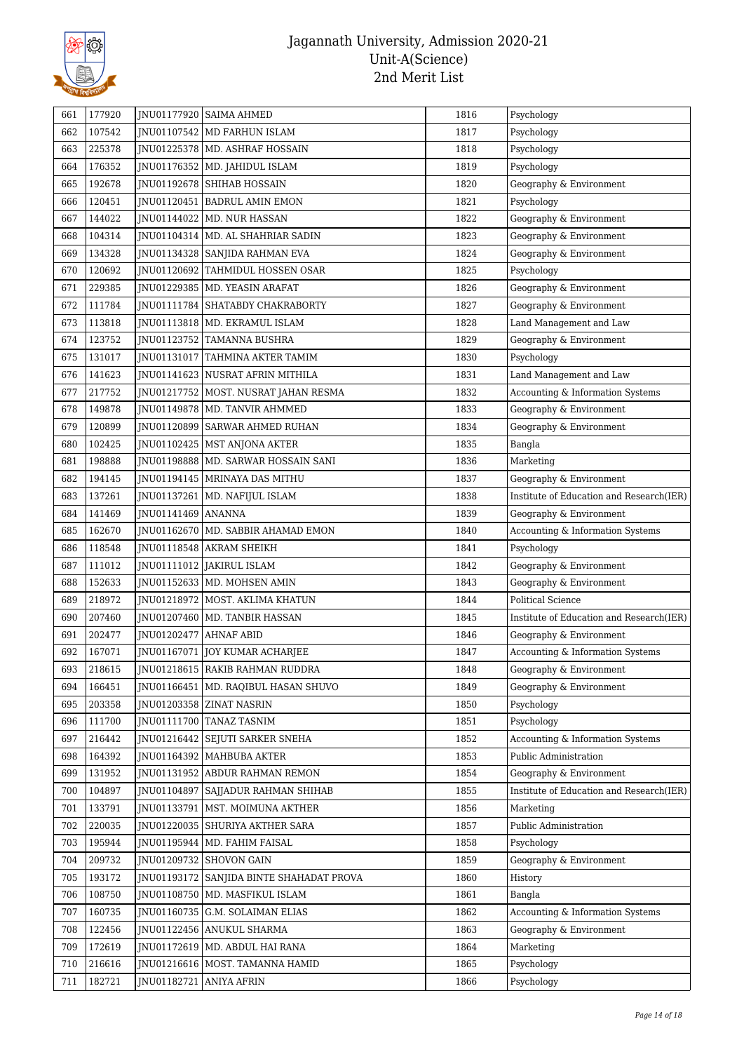# Jagannath University, Admission 2020-21
## Unit-A(Science)
## 2nd Merit List

| | | | | | |
|---|---|---|---|---|---|
| 661 | 177920 | JNU01177920 | SAIMA AHMED | 1816 | Psychology |
| 662 | 107542 | JNU01107542 | MD FARHUN ISLAM | 1817 | Psychology |
| 663 | 225378 | JNU01225378 | MD. ASHRAF HOSSAIN | 1818 | Psychology |
| 664 | 176352 | JNU01176352 | MD. JAHIDUL ISLAM | 1819 | Psychology |
| 665 | 192678 | JNU01192678 | SHIHAB HOSSAIN | 1820 | Geography & Environment |
| 666 | 120451 | JNU01120451 | BADRUL AMIN EMON | 1821 | Psychology |
| 667 | 144022 | JNU01144022 | MD. NUR HASSAN | 1822 | Geography & Environment |
| 668 | 104314 | JNU01104314 | MD. AL SHAHRIAR SADIN | 1823 | Geography & Environment |
| 669 | 134328 | JNU01134328 | SANJIDA RAHMAN EVA | 1824 | Geography & Environment |
| 670 | 120692 | JNU01120692 | TAHMIDUL HOSSEN OSAR | 1825 | Psychology |
| 671 | 229385 | JNU01229385 | MD. YEASIN ARAFAT | 1826 | Geography & Environment |
| 672 | 111784 | JNU01111784 | SHATABDY CHAKRABORTY | 1827 | Geography & Environment |
| 673 | 113818 | JNU01113818 | MD. EKRAMUL ISLAM | 1828 | Land Management and Law |
| 674 | 123752 | JNU01123752 | TAMANNA BUSHRA | 1829 | Geography & Environment |
| 675 | 131017 | JNU01131017 | TAHMINA AKTER TAMIM | 1830 | Psychology |
| 676 | 141623 | JNU01141623 | NUSRAT AFRIN MITHILA | 1831 | Land Management and Law |
| 677 | 217752 | JNU01217752 | MOST. NUSRAT JAHAN RESMA | 1832 | Accounting & Information Systems |
| 678 | 149878 | JNU01149878 | MD. TANVIR AHMMED | 1833 | Geography & Environment |
| 679 | 120899 | JNU01120899 | SARWAR AHMED RUHAN | 1834 | Geography & Environment |
| 680 | 102425 | JNU01102425 | MST ANJONA AKTER | 1835 | Bangla |
| 681 | 198888 | JNU01198888 | MD. SARWAR HOSSAIN SANI | 1836 | Marketing |
| 682 | 194145 | JNU01194145 | MRINAYA DAS MITHU | 1837 | Geography & Environment |
| 683 | 137261 | JNU01137261 | MD. NAFIJUL ISLAM | 1838 | Institute of Education and Research(IER) |
| 684 | 141469 | JNU01141469 | ANANNA | 1839 | Geography & Environment |
| 685 | 162670 | JNU01162670 | MD. SABBIR AHAMAD EMON | 1840 | Accounting & Information Systems |
| 686 | 118548 | JNU01118548 | AKRAM SHEIKH | 1841 | Psychology |
| 687 | 111012 | JNU01111012 | JAKIRUL ISLAM | 1842 | Geography & Environment |
| 688 | 152633 | JNU01152633 | MD. MOHSEN AMIN | 1843 | Geography & Environment |
| 689 | 218972 | JNU01218972 | MOST. AKLIMA KHATUN | 1844 | Political Science |
| 690 | 207460 | JNU01207460 | MD. TANBIR HASSAN | 1845 | Institute of Education and Research(IER) |
| 691 | 202477 | JNU01202477 | AHNAF ABID | 1846 | Geography & Environment |
| 692 | 167071 | JNU01167071 | JOY KUMAR ACHARJEE | 1847 | Accounting & Information Systems |
| 693 | 218615 | JNU01218615 | RAKIB RAHMAN RUDDRA | 1848 | Geography & Environment |
| 694 | 166451 | JNU01166451 | MD. RAQIBUL HASAN SHUVO | 1849 | Geography & Environment |
| 695 | 203358 | JNU01203358 | ZINAT NASRIN | 1850 | Psychology |
| 696 | 111700 | JNU01111700 | TANAZ TASNIM | 1851 | Psychology |
| 697 | 216442 | JNU01216442 | SEJUTI SARKER SNEHA | 1852 | Accounting & Information Systems |
| 698 | 164392 | JNU01164392 | MAHBUBA AKTER | 1853 | Public Administration |
| 699 | 131952 | JNU01131952 | ABDUR RAHMAN REMON | 1854 | Geography & Environment |
| 700 | 104897 | JNU01104897 | SAJJADUR RAHMAN SHIHAB | 1855 | Institute of Education and Research(IER) |
| 701 | 133791 | JNU01133791 | MST. MOIMUNA AKTHER | 1856 | Marketing |
| 702 | 220035 | JNU01220035 | SHURIYA AKTHER SARA | 1857 | Public Administration |
| 703 | 195944 | JNU01195944 | MD. FAHIM FAISAL | 1858 | Psychology |
| 704 | 209732 | JNU01209732 | SHOVON GAIN | 1859 | Geography & Environment |
| 705 | 193172 | JNU01193172 | SANJIDA BINTE SHAHADAT PROVA | 1860 | History |
| 706 | 108750 | JNU01108750 | MD. MASFIKUL ISLAM | 1861 | Bangla |
| 707 | 160735 | JNU01160735 | G.M. SOLAIMAN ELIAS | 1862 | Accounting & Information Systems |
| 708 | 122456 | JNU01122456 | ANUKUL SHARMA | 1863 | Geography & Environment |
| 709 | 172619 | JNU01172619 | MD. ABDUL HAI RANA | 1864 | Marketing |
| 710 | 216616 | JNU01216616 | MOST. TAMANNA HAMID | 1865 | Psychology |
| 711 | 182721 | JNU01182721 | ANIYA AFRIN | 1866 | Psychology |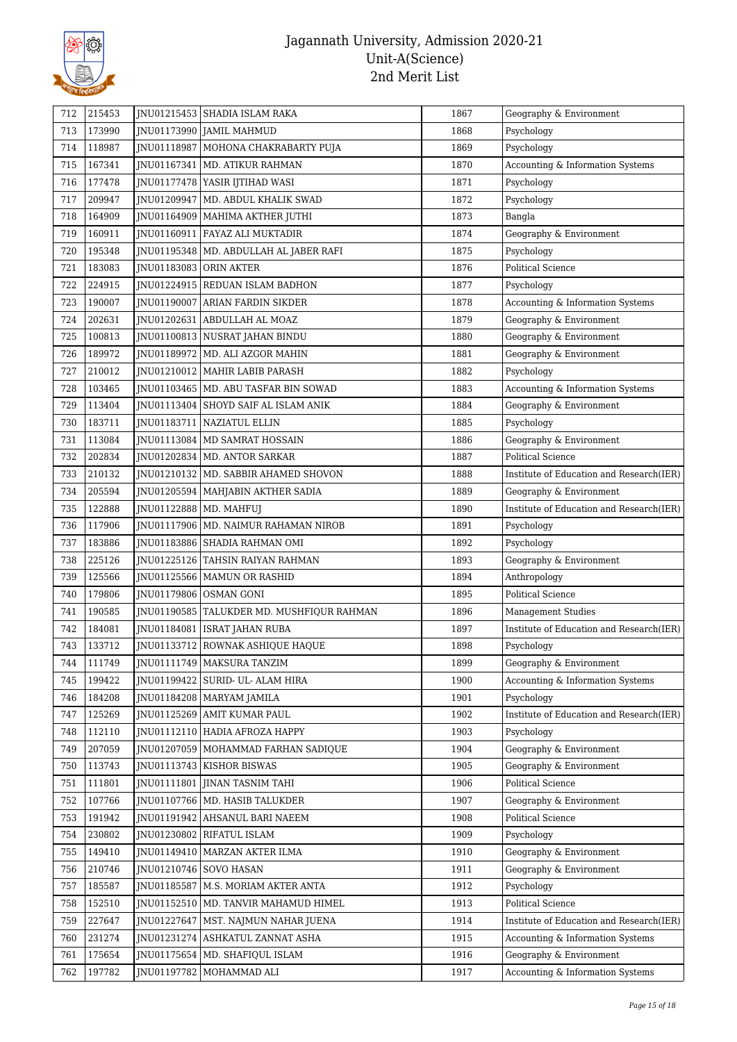# Jagannath University, Admission 2020-21
## Unit-A(Science)
## 2nd Merit List

| | | | | | |
|---|---|---|---|---|---|
| 712 | 215453 | JNU01215453 | SHADIA ISLAM RAKA | 1867 | Geography & Environment |
| 713 | 173990 | JNU01173990 | JAMIL MAHMUD | 1868 | Psychology |
| 714 | 118987 | JNU01118987 | MOHONA CHAKRABARTY PUJA | 1869 | Psychology |
| 715 | 167341 | JNU01167341 | MD. ATIKUR RAHMAN | 1870 | Accounting & Information Systems |
| 716 | 177478 | JNU01177478 | YASIR IJTIHAD WASI | 1871 | Psychology |
| 717 | 209947 | JNU01209947 | MD. ABDUL KHALIK SWAD | 1872 | Psychology |
| 718 | 164909 | JNU01164909 | MAHIMA AKTHER JUTHI | 1873 | Bangla |
| 719 | 160911 | JNU01160911 | FAYAZ ALI MUKTADIR | 1874 | Geography & Environment |
| 720 | 195348 | JNU01195348 | MD. ABDULLAH AL JABER RAFI | 1875 | Psychology |
| 721 | 183083 | JNU01183083 | ORIN AKTER | 1876 | Political Science |
| 722 | 224915 | JNU01224915 | REDUAN ISLAM BADHON | 1877 | Psychology |
| 723 | 190007 | JNU01190007 | ARIAN FARDIN SIKDER | 1878 | Accounting & Information Systems |
| 724 | 202631 | JNU01202631 | ABDULLAH AL MOAZ | 1879 | Geography & Environment |
| 725 | 100813 | JNU01100813 | NUSRAT JAHAN BINDU | 1880 | Geography & Environment |
| 726 | 189972 | JNU01189972 | MD. ALI AZGOR MAHIN | 1881 | Geography & Environment |
| 727 | 210012 | JNU01210012 | MAHIR LABIB PARASH | 1882 | Psychology |
| 728 | 103465 | JNU01103465 | MD. ABU TASFAR BIN SOWAD | 1883 | Accounting & Information Systems |
| 729 | 113404 | JNU01113404 | SHOYD SAIF AL ISLAM ANIK | 1884 | Geography & Environment |
| 730 | 183711 | JNU01183711 | NAZIATUL ELLIN | 1885 | Psychology |
| 731 | 113084 | JNU01113084 | MD SAMRAT HOSSAIN | 1886 | Geography & Environment |
| 732 | 202834 | JNU01202834 | MD. ANTOR SARKAR | 1887 | Political Science |
| 733 | 210132 | JNU01210132 | MD. SABBIR AHAMED SHOVON | 1888 | Institute of Education and Research(IER) |
| 734 | 205594 | JNU01205594 | MAHJABIN AKTHER SADIA | 1889 | Geography & Environment |
| 735 | 122888 | JNU01122888 | MD. MAHFUJ | 1890 | Institute of Education and Research(IER) |
| 736 | 117906 | JNU01117906 | MD. NAIMUR RAHAMAN NIROB | 1891 | Psychology |
| 737 | 183886 | JNU01183886 | SHADIA RAHMAN OMI | 1892 | Psychology |
| 738 | 225126 | JNU01225126 | TAHSIN RAIYAN RAHMAN | 1893 | Geography & Environment |
| 739 | 125566 | JNU01125566 | MAMUN OR RASHID | 1894 | Anthropology |
| 740 | 179806 | JNU01179806 | OSMAN GONI | 1895 | Political Science |
| 741 | 190585 | JNU01190585 | TALUKDER MD. MUSHFIQUR RAHMAN | 1896 | Management Studies |
| 742 | 184081 | JNU01184081 | ISRAT JAHAN RUBA | 1897 | Institute of Education and Research(IER) |
| 743 | 133712 | JNU01133712 | ROWNAK ASHIQUE HAQUE | 1898 | Psychology |
| 744 | 111749 | JNU01111749 | MAKSURA TANZIM | 1899 | Geography & Environment |
| 745 | 199422 | JNU01199422 | SURID- UL- ALAM HIRA | 1900 | Accounting & Information Systems |
| 746 | 184208 | JNU01184208 | MARYAM JAMILA | 1901 | Psychology |
| 747 | 125269 | JNU01125269 | AMIT KUMAR PAUL | 1902 | Institute of Education and Research(IER) |
| 748 | 112110 | JNU01112110 | HADIA AFROZA HAPPY | 1903 | Psychology |
| 749 | 207059 | JNU01207059 | MOHAMMAD FARHAN SADIQUE | 1904 | Geography & Environment |
| 750 | 113743 | JNU01113743 | KISHOR BISWAS | 1905 | Geography & Environment |
| 751 | 111801 | JNU01111801 | JINAN TASNIM TAHI | 1906 | Political Science |
| 752 | 107766 | JNU01107766 | MD. HASIB TALUKDER | 1907 | Geography & Environment |
| 753 | 191942 | JNU01191942 | AHSANUL BARI NAEEM | 1908 | Political Science |
| 754 | 230802 | JNU01230802 | RIFATUL ISLAM | 1909 | Psychology |
| 755 | 149410 | JNU01149410 | MARZAN AKTER ILMA | 1910 | Geography & Environment |
| 756 | 210746 | JNU01210746 | SOVO HASAN | 1911 | Geography & Environment |
| 757 | 185587 | JNU01185587 | M.S. MORIAM AKTER ANTA | 1912 | Psychology |
| 758 | 152510 | JNU01152510 | MD. TANVIR MAHAMUD HIMEL | 1913 | Political Science |
| 759 | 227647 | JNU01227647 | MST. NAJMUN NAHAR JUENA | 1914 | Institute of Education and Research(IER) |
| 760 | 231274 | JNU01231274 | ASHKATUL ZANNAT ASHA | 1915 | Accounting & Information Systems |
| 761 | 175654 | JNU01175654 | MD. SHAFIQUL ISLAM | 1916 | Geography & Environment |
| 762 | 197782 | JNU01197782 | MOHAMMAD ALI | 1917 | Accounting & Information Systems |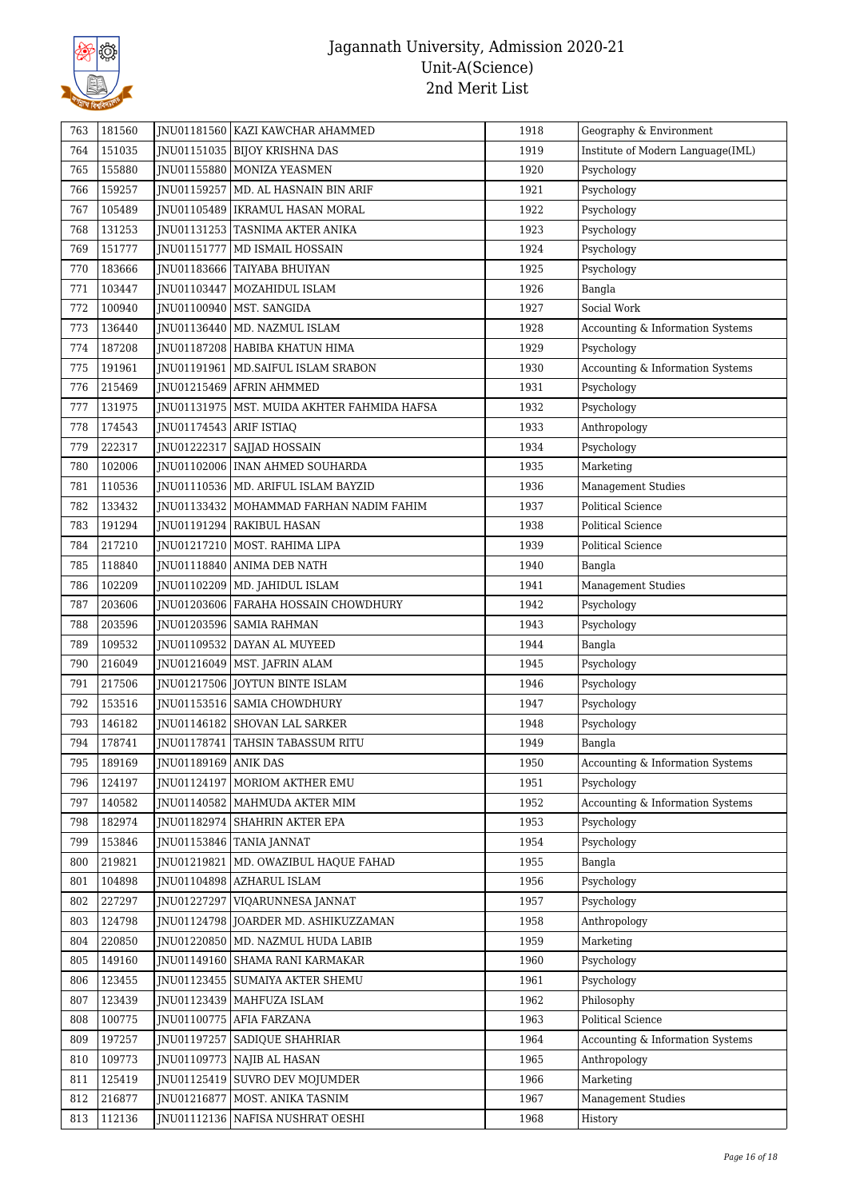| 763 | 181560 | JNU01181560 | KAZI KAWCHAR AHAMMED | 1918 | Geography & Environment |
|---|---|---|---|---|---|
| 764 | 151035 | JNU01151035 | BIJOY KRISHNA DAS | 1919 | Institute of Modern Language(IML) |
| 765 | 155880 | JNU01155880 | MONIZA YEASMEN | 1920 | Psychology |
| 766 | 159257 | JNU01159257 | MD. AL HASNAIN BIN ARIF | 1921 | Psychology |
| 767 | 105489 | JNU01105489 | IKRAMUL HASAN MORAL | 1922 | Psychology |
| 768 | 131253 | JNU01131253 | TASNIMA AKTER ANIKA | 1923 | Psychology |
| 769 | 151777 | JNU01151777 | MD ISMAIL HOSSAIN | 1924 | Psychology |
| 770 | 183666 | JNU01183666 | TAIYABA BHUIYAN | 1925 | Psychology |
| 771 | 103447 | JNU01103447 | MOZAHIDUL ISLAM | 1926 | Bangla |
| 772 | 100940 | JNU01100940 | MST. SANGIDA | 1927 | Social Work |
| 773 | 136440 | JNU01136440 | MD. NAZMUL ISLAM | 1928 | Accounting & Information Systems |
| 774 | 187208 | JNU01187208 | HABIBA KHATUN HIMA | 1929 | Psychology |
| 775 | 191961 | JNU01191961 | MD.SAIFUL ISLAM SRABON | 1930 | Accounting & Information Systems |
| 776 | 215469 | JNU01215469 | AFRIN AHMMED | 1931 | Psychology |
| 777 | 131975 | JNU01131975 | MST. MUIDA AKHTER FAHMIDA HAFSA | 1932 | Psychology |
| 778 | 174543 | JNU01174543 | ARIF ISTIAQ | 1933 | Anthropology |
| 779 | 222317 | JNU01222317 | SAJJAD HOSSAIN | 1934 | Psychology |
| 780 | 102006 | JNU01102006 | INAN AHMED SOUHARDA | 1935 | Marketing |
| 781 | 110536 | JNU01110536 | MD. ARIFUL ISLAM BAYZID | 1936 | Management Studies |
| 782 | 133432 | JNU01133432 | MOHAMMAD FARHAN NADIM FAHIM | 1937 | Political Science |
| 783 | 191294 | JNU01191294 | RAKIBUL HASAN | 1938 | Political Science |
| 784 | 217210 | JNU01217210 | MOST. RAHIMA LIPA | 1939 | Political Science |
| 785 | 118840 | JNU01118840 | ANIMA DEB NATH | 1940 | Bangla |
| 786 | 102209 | JNU01102209 | MD. JAHIDUL ISLAM | 1941 | Management Studies |
| 787 | 203606 | JNU01203606 | FARAHA HOSSAIN CHOWDHURY | 1942 | Psychology |
| 788 | 203596 | JNU01203596 | SAMIA RAHMAN | 1943 | Psychology |
| 789 | 109532 | JNU01109532 | DAYAN AL MUYEED | 1944 | Bangla |
| 790 | 216049 | JNU01216049 | MST. JAFRIN ALAM | 1945 | Psychology |
| 791 | 217506 | JNU01217506 | JOYTUN BINTE ISLAM | 1946 | Psychology |
| 792 | 153516 | JNU01153516 | SAMIA CHOWDHURY | 1947 | Psychology |
| 793 | 146182 | JNU01146182 | SHOVAN LAL SARKER | 1948 | Psychology |
| 794 | 178741 | JNU01178741 | TAHSIN TABASSUM RITU | 1949 | Bangla |
| 795 | 189169 | JNU01189169 | ANIK DAS | 1950 | Accounting & Information Systems |
| 796 | 124197 | JNU01124197 | MORIOM AKTHER EMU | 1951 | Psychology |
| 797 | 140582 | JNU01140582 | MAHMUDA AKTER MIM | 1952 | Accounting & Information Systems |
| 798 | 182974 | JNU01182974 | SHAHRIN AKTER EPA | 1953 | Psychology |
| 799 | 153846 | JNU01153846 | TANIA JANNAT | 1954 | Psychology |
| 800 | 219821 | JNU01219821 | MD. OWAZIBUL HAQUE FAHAD | 1955 | Bangla |
| 801 | 104898 | JNU01104898 | AZHARUL ISLAM | 1956 | Psychology |
| 802 | 227297 | JNU01227297 | VIQARUNNESA JANNAT | 1957 | Psychology |
| 803 | 124798 | JNU01124798 | JOARDER MD. ASHIKUZZAMAN | 1958 | Anthropology |
| 804 | 220850 | JNU01220850 | MD. NAZMUL HUDA LABIB | 1959 | Marketing |
| 805 | 149160 | JNU01149160 | SHAMA RANI KARMAKAR | 1960 | Psychology |
| 806 | 123455 | JNU01123455 | SUMAIYA AKTER SHEMU | 1961 | Psychology |
| 807 | 123439 | JNU01123439 | MAHFUZA ISLAM | 1962 | Philosophy |
| 808 | 100775 | JNU01100775 | AFIA FARZANA | 1963 | Political Science |
| 809 | 197257 | JNU01197257 | SADIQUE SHAHRIAR | 1964 | Accounting & Information Systems |
| 810 | 109773 | JNU01109773 | NAJIB AL HASAN | 1965 | Anthropology |
| 811 | 125419 | JNU01125419 | SUVRO DEV MOJUMDER | 1966 | Marketing |
| 812 | 216877 | JNU01216877 | MOST. ANIKA TASNIM | 1967 | Management Studies |
| 813 | 112136 | JNU01112136 | NAFISA NUSHRAT OESHI | 1968 | History |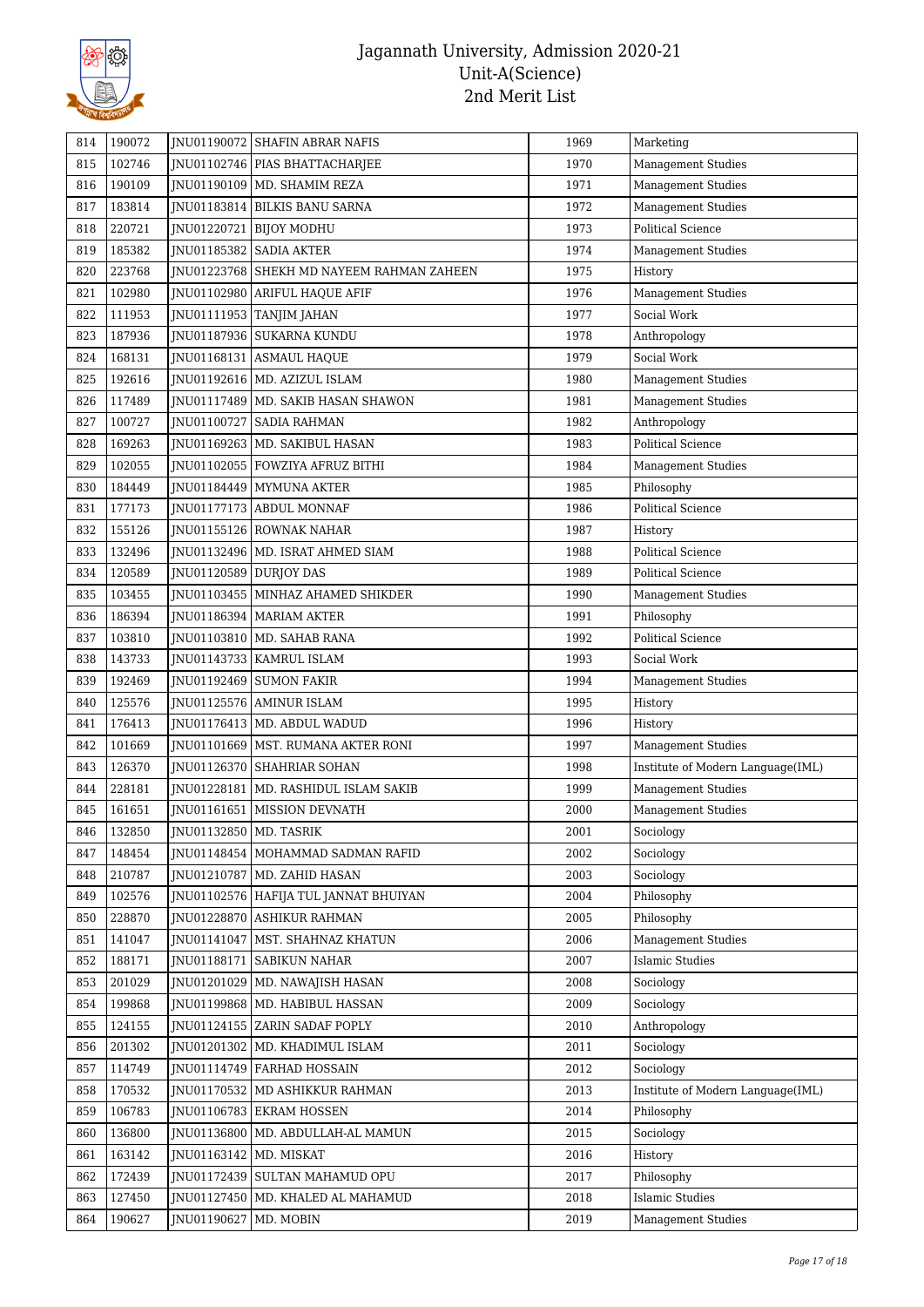# Jagannath University, Admission 2020-21
## Unit-A(Science)
## 2nd Merit List

| | | | | | |
|---|---|---|---|---|---|
| 814 | 190072 | JNU01190072 | SHAFIN ABRAR NAFIS | 1969 | Marketing |
| 815 | 102746 | JNU01102746 | PIAS BHATTACHARJEE | 1970 | Management Studies |
| 816 | 190109 | JNU01190109 | MD. SHAMIM REZA | 1971 | Management Studies |
| 817 | 183814 | JNU01183814 | BILKIS BANU SARNA | 1972 | Management Studies |
| 818 | 220721 | JNU01220721 | BIJOY MODHU | 1973 | Political Science |
| 819 | 185382 | JNU01185382 | SADIA AKTER | 1974 | Management Studies |
| 820 | 223768 | JNU01223768 | SHEKH MD NAYEEM RAHMAN ZAHEEN | 1975 | History |
| 821 | 102980 | JNU01102980 | ARIFUL HAQUE AFIF | 1976 | Management Studies |
| 822 | 111953 | JNU01111953 | TANJIM JAHAN | 1977 | Social Work |
| 823 | 187936 | JNU01187936 | SUKARNA KUNDU | 1978 | Anthropology |
| 824 | 168131 | JNU01168131 | ASMAUL HAQUE | 1979 | Social Work |
| 825 | 192616 | JNU01192616 | MD. AZIZUL ISLAM | 1980 | Management Studies |
| 826 | 117489 | JNU01117489 | MD. SAKIB HASAN SHAWON | 1981 | Management Studies |
| 827 | 100727 | JNU01100727 | SADIA RAHMAN | 1982 | Anthropology |
| 828 | 169263 | JNU01169263 | MD. SAKIBUL HASAN | 1983 | Political Science |
| 829 | 102055 | JNU01102055 | FOWZIYA AFRUZ BITHI | 1984 | Management Studies |
| 830 | 184449 | JNU01184449 | MYMUNA AKTER | 1985 | Philosophy |
| 831 | 177173 | JNU01177173 | ABDUL MONNAF | 1986 | Political Science |
| 832 | 155126 | JNU01155126 | ROWNAK NAHAR | 1987 | History |
| 833 | 132496 | JNU01132496 | MD. ISRAT AHMED SIAM | 1988 | Political Science |
| 834 | 120589 | JNU01120589 | DURJOY DAS | 1989 | Political Science |
| 835 | 103455 | JNU01103455 | MINHAZ AHAMED SHIKDER | 1990 | Management Studies |
| 836 | 186394 | JNU01186394 | MARIAM AKTER | 1991 | Philosophy |
| 837 | 103810 | JNU01103810 | MD. SAHAB RANA | 1992 | Political Science |
| 838 | 143733 | JNU01143733 | KAMRUL ISLAM | 1993 | Social Work |
| 839 | 192469 | JNU01192469 | SUMON FAKIR | 1994 | Management Studies |
| 840 | 125576 | JNU01125576 | AMINUR ISLAM | 1995 | History |
| 841 | 176413 | JNU01176413 | MD. ABDUL WADUD | 1996 | History |
| 842 | 101669 | JNU01101669 | MST. RUMANA AKTER RONI | 1997 | Management Studies |
| 843 | 126370 | JNU01126370 | SHAHRIAR SOHAN | 1998 | Institute of Modern Language(IML) |
| 844 | 228181 | JNU01228181 | MD. RASHIDUL ISLAM SAKIB | 1999 | Management Studies |
| 845 | 161651 | JNU01161651 | MISSION DEVNATH | 2000 | Management Studies |
| 846 | 132850 | JNU01132850 | MD. TASRIK | 2001 | Sociology |
| 847 | 148454 | JNU01148454 | MOHAMMAD SADMAN RAFID | 2002 | Sociology |
| 848 | 210787 | JNU01210787 | MD. ZAHID HASAN | 2003 | Sociology |
| 849 | 102576 | JNU01102576 | HAFIJA TUL JANNAT BHUIYAN | 2004 | Philosophy |
| 850 | 228870 | JNU01228870 | ASHIKUR RAHMAN | 2005 | Philosophy |
| 851 | 141047 | JNU01141047 | MST. SHAHNAZ KHATUN | 2006 | Management Studies |
| 852 | 188171 | JNU01188171 | SABIKUN NAHAR | 2007 | Islamic Studies |
| 853 | 201029 | JNU01201029 | MD. NAWAJISH HASAN | 2008 | Sociology |
| 854 | 199868 | JNU01199868 | MD. HABIBUL HASSAN | 2009 | Sociology |
| 855 | 124155 | JNU01124155 | ZARIN SADAF POPLY | 2010 | Anthropology |
| 856 | 201302 | JNU01201302 | MD. KHADIMUL ISLAM | 2011 | Sociology |
| 857 | 114749 | JNU01114749 | FARHAD HOSSAIN | 2012 | Sociology |
| 858 | 170532 | JNU01170532 | MD ASHIKKUR RAHMAN | 2013 | Institute of Modern Language(IML) |
| 859 | 106783 | JNU01106783 | EKRAM HOSSEN | 2014 | Philosophy |
| 860 | 136800 | JNU01136800 | MD. ABDULLAH-AL MAMUN | 2015 | Sociology |
| 861 | 163142 | JNU01163142 | MD. MISKAT | 2016 | History |
| 862 | 172439 | JNU01172439 | SULTAN MAHAMUD OPU | 2017 | Philosophy |
| 863 | 127450 | JNU01127450 | MD. KHALED AL MAHAMUD | 2018 | Islamic Studies |
| 864 | 190627 | JNU01190627 | MD. MOBIN | 2019 | Management Studies |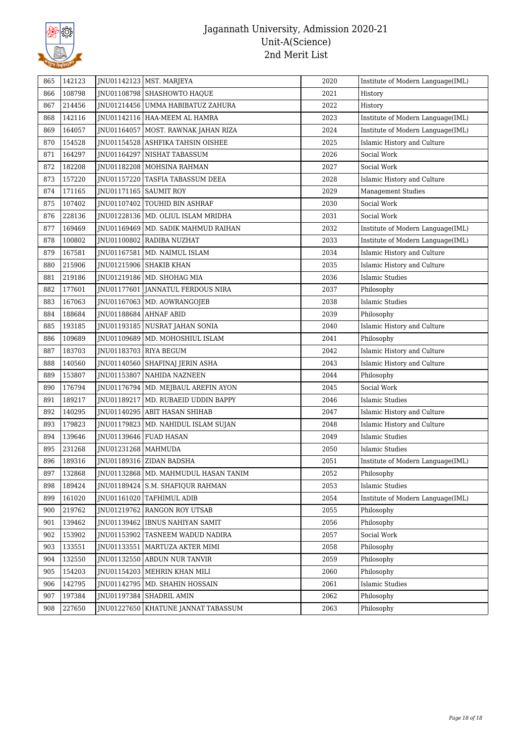# Jagannath University, Admission 2020-21
## Unit-A(Science)
## 2nd Merit List

| | | | | | |
|---|---|---|---|---|---|
| 865 | 142123 | JNU01142123 | MST. MARJEYA | 2020 | Institute of Modern Language(IML) |
| 866 | 108798 | JNU01108798 | SHASHOWTO HAQUE | 2021 | History |
| 867 | 214456 | JNU01214456 | UMMA HABIBATUZ ZAHURA | 2022 | History |
| 868 | 142116 | JNU01142116 | HAA-MEEM AL HAMRA | 2023 | Institute of Modern Language(IML) |
| 869 | 164057 | JNU01164057 | MOST. RAWNAK JAHAN RIZA | 2024 | Institute of Modern Language(IML) |
| 870 | 154528 | JNU01154528 | ASHFIKA TAHSIN OISHEE | 2025 | Islamic History and Culture |
| 871 | 164297 | JNU01164297 | NISHAT TABASSUM | 2026 | Social Work |
| 872 | 182208 | JNU01182208 | MOHSINA RAHMAN | 2027 | Social Work |
| 873 | 157220 | JNU01157220 | TASFIA TABASSUM DEEA | 2028 | Islamic History and Culture |
| 874 | 171165 | JNU01171165 | SAUMIT ROY | 2029 | Management Studies |
| 875 | 107402 | JNU01107402 | TOUHID BIN ASHRAF | 2030 | Social Work |
| 876 | 228136 | JNU01228136 | MD. OLIUL ISLAM MRIDHA | 2031 | Social Work |
| 877 | 169469 | JNU01169469 | MD. SADIK MAHMUD RAIHAN | 2032 | Institute of Modern Language(IML) |
| 878 | 100802 | JNU01100802 | RADIBA NUZHAT | 2033 | Institute of Modern Language(IML) |
| 879 | 167581 | JNU01167581 | MD. NAIMUL ISLAM | 2034 | Islamic History and Culture |
| 880 | 215906 | JNU01215906 | SHAKIB KHAN | 2035 | Islamic History and Culture |
| 881 | 219186 | JNU01219186 | MD. SHOHAG MIA | 2036 | Islamic Studies |
| 882 | 177601 | JNU01177601 | JANNATUL FERDOUS NIRA | 2037 | Philosophy |
| 883 | 167063 | JNU01167063 | MD. AOWRANGOJEB | 2038 | Islamic Studies |
| 884 | 188684 | JNU01188684 | AHNAF ABID | 2039 | Philosophy |
| 885 | 193185 | JNU01193185 | NUSRAT JAHAN SONIA | 2040 | Islamic History and Culture |
| 886 | 109689 | JNU01109689 | MD. MOHOSHIUL ISLAM | 2041 | Philosophy |
| 887 | 183703 | JNU01183703 | RIYA BEGUM | 2042 | Islamic History and Culture |
| 888 | 140560 | JNU01140560 | SHAFINAJ JERIN ASHA | 2043 | Islamic History and Culture |
| 889 | 153807 | JNU01153807 | NAHIDA NAZNEEN | 2044 | Philosophy |
| 890 | 176794 | JNU01176794 | MD. MEJBAUL AREFIN AYON | 2045 | Social Work |
| 891 | 189217 | JNU01189217 | MD. RUBAEID UDDIN BAPPY | 2046 | Islamic Studies |
| 892 | 140295 | JNU01140295 | ABIT HASAN SHIHAB | 2047 | Islamic History and Culture |
| 893 | 179823 | JNU01179823 | MD. NAHIDUL ISLAM SUJAN | 2048 | Islamic History and Culture |
| 894 | 139646 | JNU01139646 | FUAD HASAN | 2049 | Islamic Studies |
| 895 | 231268 | JNU01231268 | MAHMUDA | 2050 | Islamic Studies |
| 896 | 189316 | JNU01189316 | ZIDAN BADSHA | 2051 | Institute of Modern Language(IML) |
| 897 | 132868 | JNU01132868 | MD. MAHMUDUL HASAN TANIM | 2052 | Philosophy |
| 898 | 189424 | JNU01189424 | S.M. SHAFIQUR RAHMAN | 2053 | Islamic Studies |
| 899 | 161020 | JNU01161020 | TAFHIMUL ADIB | 2054 | Institute of Modern Language(IML) |
| 900 | 219762 | JNU01219762 | RANGON ROY UTSAB | 2055 | Philosophy |
| 901 | 139462 | JNU01139462 | IBNUS NAHIYAN SAMIT | 2056 | Philosophy |
| 902 | 153902 | JNU01153902 | TASNEEM WADUD NADIRA | 2057 | Social Work |
| 903 | 133551 | JNU01133551 | MARTUZA AKTER MIMI | 2058 | Philosophy |
| 904 | 132550 | JNU01132550 | ABDUN NUR TANVIR | 2059 | Philosophy |
| 905 | 154203 | JNU01154203 | MEHRIN KHAN MILI | 2060 | Philosophy |
| 906 | 142795 | JNU01142795 | MD. SHAHIN HOSSAIN | 2061 | Islamic Studies |
| 907 | 197384 | JNU01197384 | SHADRIL AMIN | 2062 | Philosophy |
| 908 | 227650 | JNU01227650 | KHATUNE JANNAT TABASSUM | 2063 | Philosophy |